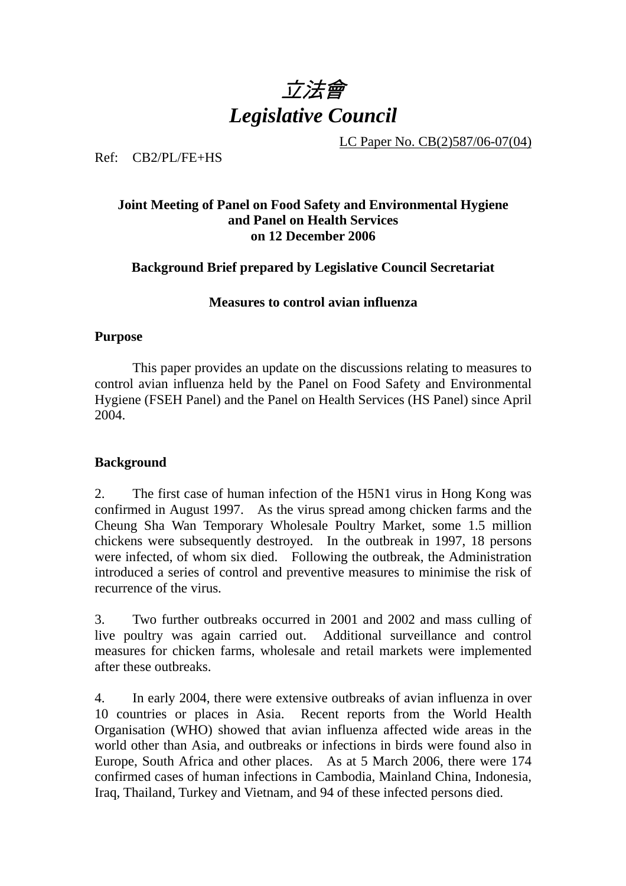# *立法會*
# *Legislative Council*

LC Paper No. CB(2)587/06-07(04)

Ref: CB2/PL/FE+HS

**Joint Meeting of Panel on Food Safety and Environmental Hygiene and Panel on Health Services on 12 December 2006**

**Background Brief prepared by Legislative Council Secretariat**

**Measures to control avian influenza**

## Purpose

This paper provides an update on the discussions relating to measures to control avian influenza held by the Panel on Food Safety and Environmental Hygiene (FSEH Panel) and the Panel on Health Services (HS Panel) since April 2004.

## Background

2. The first case of human infection of the H5N1 virus in Hong Kong was confirmed in August 1997. As the virus spread among chicken farms and the Cheung Sha Wan Temporary Wholesale Poultry Market, some 1.5 million chickens were subsequently destroyed. In the outbreak in 1997, 18 persons were infected, of whom six died. Following the outbreak, the Administration introduced a series of control and preventive measures to minimise the risk of recurrence of the virus.

3. Two further outbreaks occurred in 2001 and 2002 and mass culling of live poultry was again carried out. Additional surveillance and control measures for chicken farms, wholesale and retail markets were implemented after these outbreaks.

4. In early 2004, there were extensive outbreaks of avian influenza in over 10 countries or places in Asia. Recent reports from the World Health Organisation (WHO) showed that avian influenza affected wide areas in the world other than Asia, and outbreaks or infections in birds were found also in Europe, South Africa and other places. As at 5 March 2006, there were 174 confirmed cases of human infections in Cambodia, Mainland China, Indonesia, Iraq, Thailand, Turkey and Vietnam, and 94 of these infected persons died.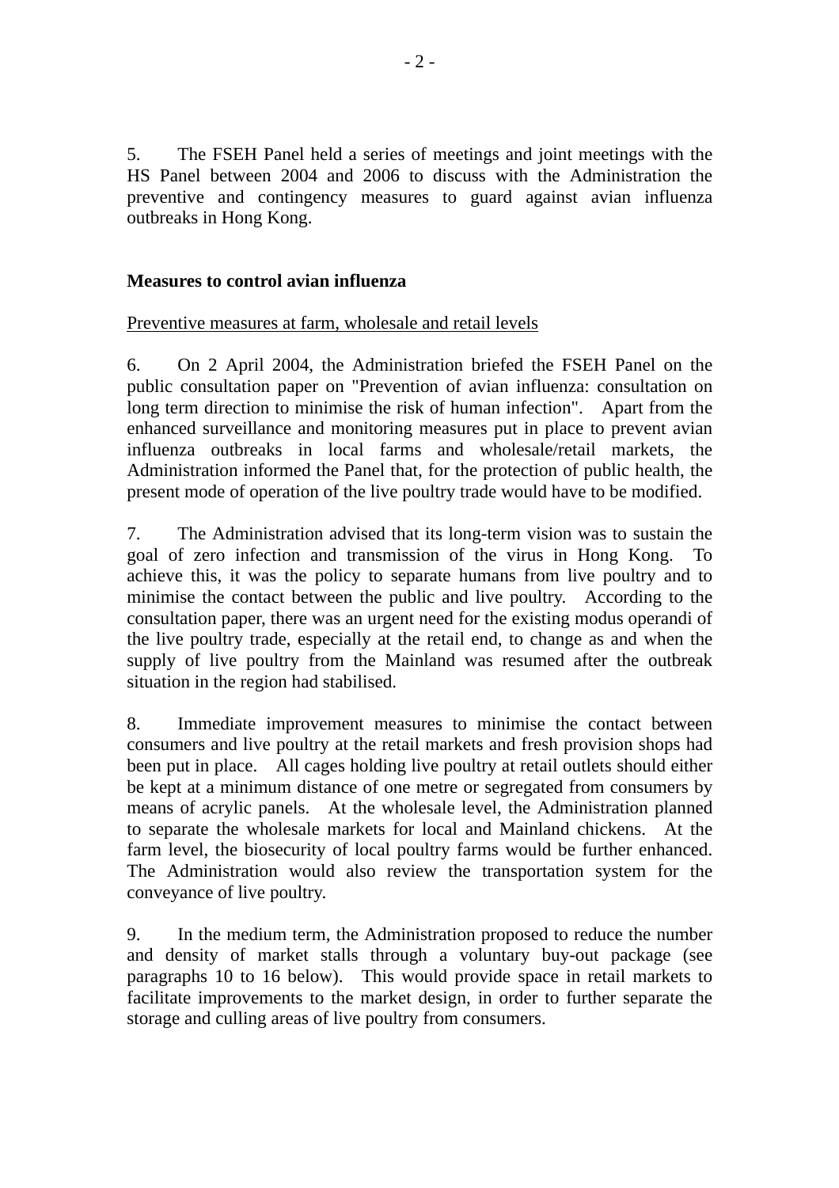5. The FSEH Panel held a series of meetings and joint meetings with the HS Panel between 2004 and 2006 to discuss with the Administration the preventive and contingency measures to guard against avian influenza outbreaks in Hong Kong.

**Measures to control avian influenza**

<u>Preventive measures at farm, wholesale and retail levels</u>

6. On 2 April 2004, the Administration briefed the FSEH Panel on the public consultation paper on "Prevention of avian influenza: consultation on long term direction to minimise the risk of human infection". Apart from the enhanced surveillance and monitoring measures put in place to prevent avian influenza outbreaks in local farms and wholesale/retail markets, the Administration informed the Panel that, for the protection of public health, the present mode of operation of the live poultry trade would have to be modified.

7. The Administration advised that its long-term vision was to sustain the goal of zero infection and transmission of the virus in Hong Kong. To achieve this, it was the policy to separate humans from live poultry and to minimise the contact between the public and live poultry. According to the consultation paper, there was an urgent need for the existing modus operandi of the live poultry trade, especially at the retail end, to change as and when the supply of live poultry from the Mainland was resumed after the outbreak situation in the region had stabilised.

8. Immediate improvement measures to minimise the contact between consumers and live poultry at the retail markets and fresh provision shops had been put in place. All cages holding live poultry at retail outlets should either be kept at a minimum distance of one metre or segregated from consumers by means of acrylic panels. At the wholesale level, the Administration planned to separate the wholesale markets for local and Mainland chickens. At the farm level, the biosecurity of local poultry farms would be further enhanced. The Administration would also review the transportation system for the conveyance of live poultry.

9. In the medium term, the Administration proposed to reduce the number and density of market stalls through a voluntary buy-out package (see paragraphs 10 to 16 below). This would provide space in retail markets to facilitate improvements to the market design, in order to further separate the storage and culling areas of live poultry from consumers.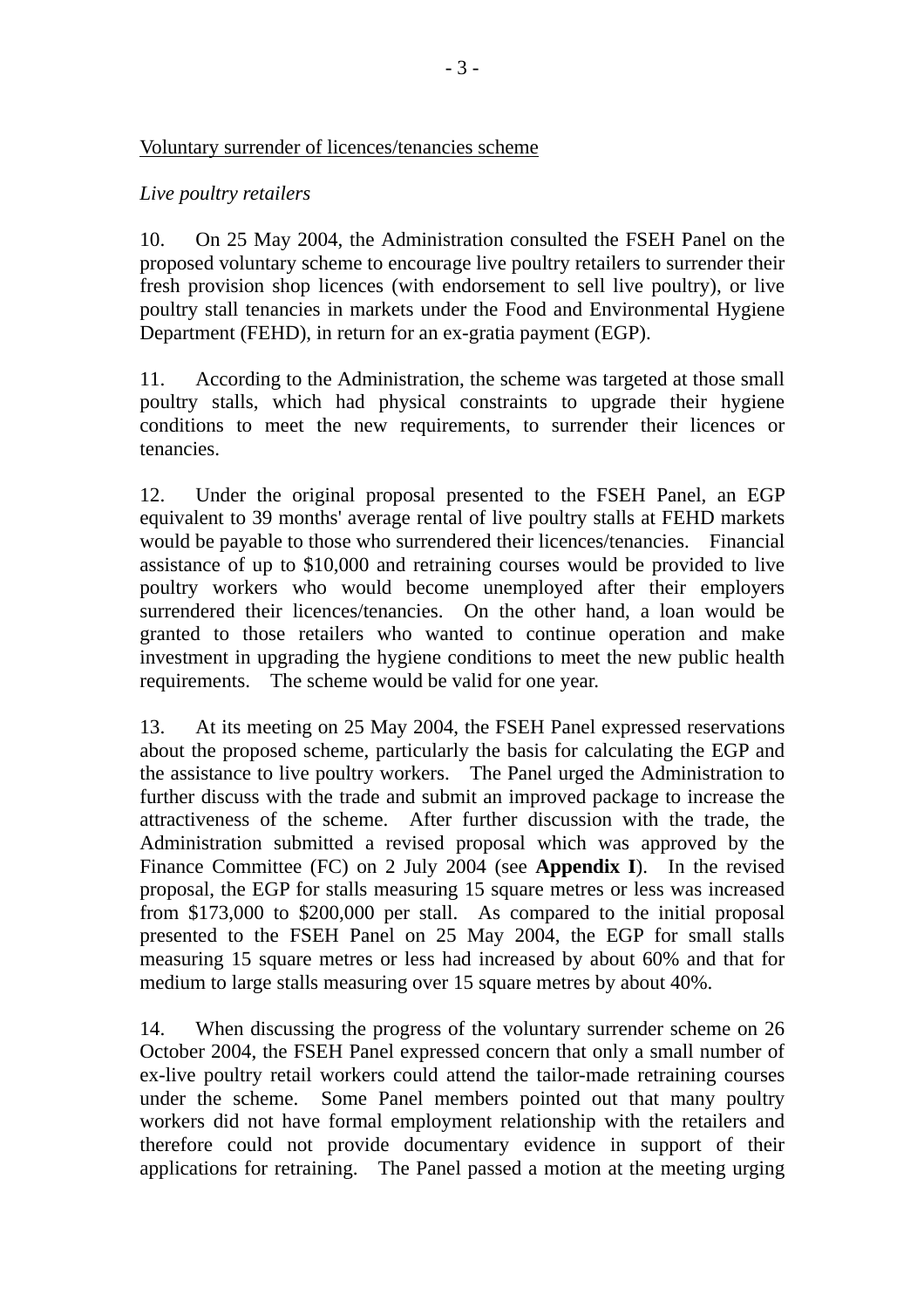<u>Voluntary surrender of licences/tenancies scheme</u>

*Live poultry retailers*

10. On 25 May 2004, the Administration consulted the FSEH Panel on the proposed voluntary scheme to encourage live poultry retailers to surrender their fresh provision shop licences (with endorsement to sell live poultry), or live poultry stall tenancies in markets under the Food and Environmental Hygiene Department (FEHD), in return for an ex-gratia payment (EGP).

11. According to the Administration, the scheme was targeted at those small poultry stalls, which had physical constraints to upgrade their hygiene conditions to meet the new requirements, to surrender their licences or tenancies.

12. Under the original proposal presented to the FSEH Panel, an EGP equivalent to 39 months' average rental of live poultry stalls at FEHD markets would be payable to those who surrendered their licences/tenancies. Financial assistance of up to $10,000 and retraining courses would be provided to live poultry workers who would become unemployed after their employers surrendered their licences/tenancies. On the other hand, a loan would be granted to those retailers who wanted to continue operation and make investment in upgrading the hygiene conditions to meet the new public health requirements. The scheme would be valid for one year.

13. At its meeting on 25 May 2004, the FSEH Panel expressed reservations about the proposed scheme, particularly the basis for calculating the EGP and the assistance to live poultry workers. The Panel urged the Administration to further discuss with the trade and submit an improved package to increase the attractiveness of the scheme. After further discussion with the trade, the Administration submitted a revised proposal which was approved by the Finance Committee (FC) on 2 July 2004 (see **Appendix I**). In the revised proposal, the EGP for stalls measuring 15 square metres or less was increased from $173,000 to $200,000 per stall. As compared to the initial proposal presented to the FSEH Panel on 25 May 2004, the EGP for small stalls measuring 15 square metres or less had increased by about 60% and that for medium to large stalls measuring over 15 square metres by about 40%.

14. When discussing the progress of the voluntary surrender scheme on 26 October 2004, the FSEH Panel expressed concern that only a small number of ex-live poultry retail workers could attend the tailor-made retraining courses under the scheme. Some Panel members pointed out that many poultry workers did not have formal employment relationship with the retailers and therefore could not provide documentary evidence in support of their applications for retraining. The Panel passed a motion at the meeting urging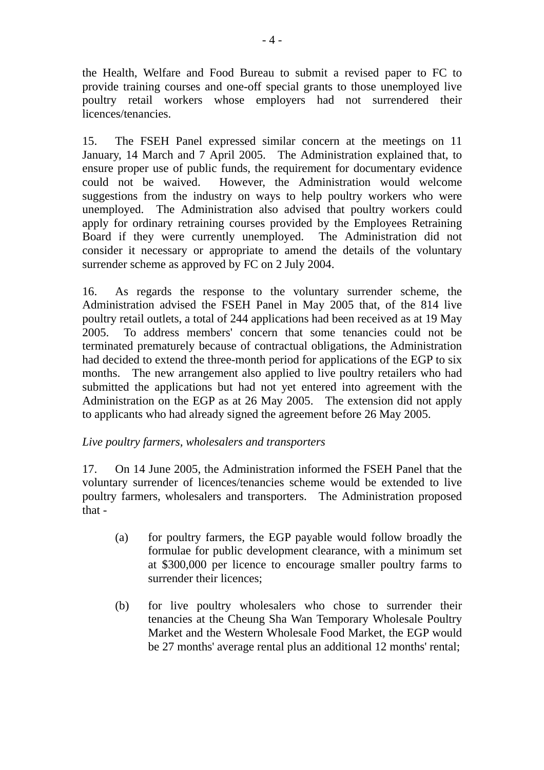the Health, Welfare and Food Bureau to submit a revised paper to FC to provide training courses and one-off special grants to those unemployed live poultry retail workers whose employers had not surrendered their licences/tenancies.

15. The FSEH Panel expressed similar concern at the meetings on 11 January, 14 March and 7 April 2005. The Administration explained that, to ensure proper use of public funds, the requirement for documentary evidence could not be waived. However, the Administration would welcome suggestions from the industry on ways to help poultry workers who were unemployed. The Administration also advised that poultry workers could apply for ordinary retraining courses provided by the Employees Retraining Board if they were currently unemployed. The Administration did not consider it necessary or appropriate to amend the details of the voluntary surrender scheme as approved by FC on 2 July 2004.

16. As regards the response to the voluntary surrender scheme, the Administration advised the FSEH Panel in May 2005 that, of the 814 live poultry retail outlets, a total of 244 applications had been received as at 19 May 2005. To address members' concern that some tenancies could not be terminated prematurely because of contractual obligations, the Administration had decided to extend the three-month period for applications of the EGP to six months. The new arrangement also applied to live poultry retailers who had submitted the applications but had not yet entered into agreement with the Administration on the EGP as at 26 May 2005. The extension did not apply to applicants who had already signed the agreement before 26 May 2005.

*Live poultry farmers, wholesalers and transporters*

17. On 14 June 2005, the Administration informed the FSEH Panel that the voluntary surrender of licences/tenancies scheme would be extended to live poultry farmers, wholesalers and transporters. The Administration proposed that -

(a) for poultry farmers, the EGP payable would follow broadly the formulae for public development clearance, with a minimum set at $300,000 per licence to encourage smaller poultry farms to surrender their licences;

(b) for live poultry wholesalers who chose to surrender their tenancies at the Cheung Sha Wan Temporary Wholesale Poultry Market and the Western Wholesale Food Market, the EGP would be 27 months' average rental plus an additional 12 months' rental;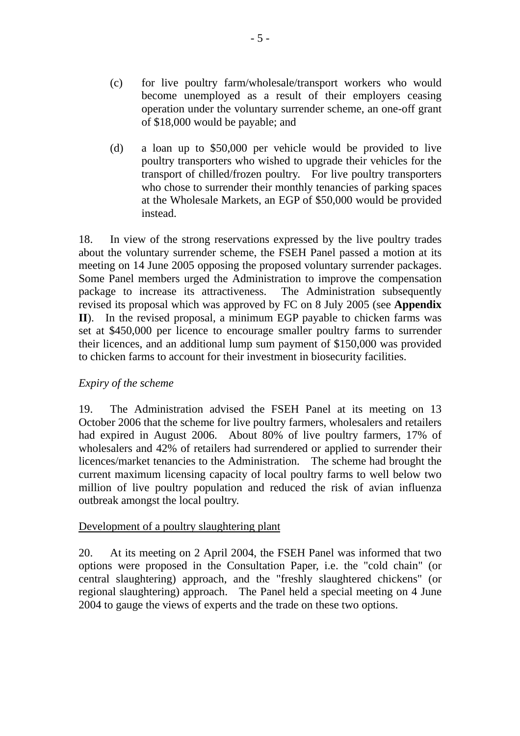(c) for live poultry farm/wholesale/transport workers who would become unemployed as a result of their employers ceasing operation under the voluntary surrender scheme, an one-off grant of $18,000 would be payable; and

(d) a loan up to $50,000 per vehicle would be provided to live poultry transporters who wished to upgrade their vehicles for the transport of chilled/frozen poultry. For live poultry transporters who chose to surrender their monthly tenancies of parking spaces at the Wholesale Markets, an EGP of $50,000 would be provided instead.

18. In view of the strong reservations expressed by the live poultry trades about the voluntary surrender scheme, the FSEH Panel passed a motion at its meeting on 14 June 2005 opposing the proposed voluntary surrender packages. Some Panel members urged the Administration to improve the compensation package to increase its attractiveness. The Administration subsequently revised its proposal which was approved by FC on 8 July 2005 (see **Appendix II**). In the revised proposal, a minimum EGP payable to chicken farms was set at $450,000 per licence to encourage smaller poultry farms to surrender their licences, and an additional lump sum payment of $150,000 was provided to chicken farms to account for their investment in biosecurity facilities.

*Expiry of the scheme*

19. The Administration advised the FSEH Panel at its meeting on 13 October 2006 that the scheme for live poultry farmers, wholesalers and retailers had expired in August 2006. About 80% of live poultry farmers, 17% of wholesalers and 42% of retailers had surrendered or applied to surrender their licences/market tenancies to the Administration. The scheme had brought the current maximum licensing capacity of local poultry farms to well below two million of live poultry population and reduced the risk of avian influenza outbreak amongst the local poultry.

<u>Development of a poultry slaughtering plant</u>

20. At its meeting on 2 April 2004, the FSEH Panel was informed that two options were proposed in the Consultation Paper, i.e. the "cold chain" (or central slaughtering) approach, and the "freshly slaughtered chickens" (or regional slaughtering) approach. The Panel held a special meeting on 4 June 2004 to gauge the views of experts and the trade on these two options.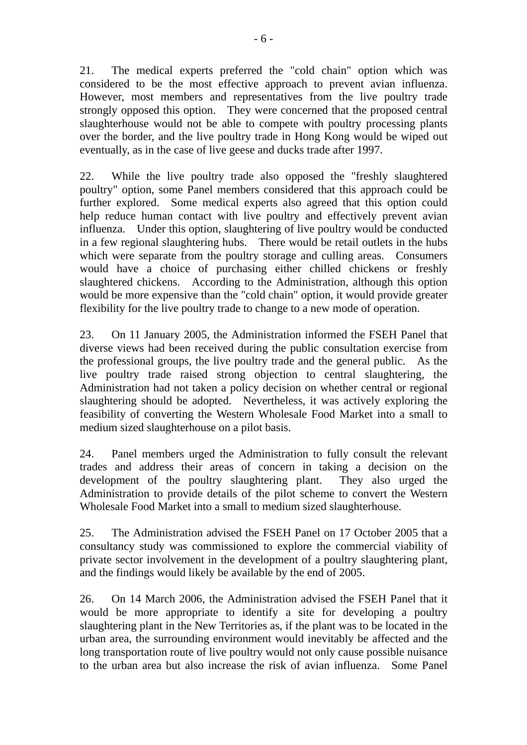21. The medical experts preferred the "cold chain" option which was considered to be the most effective approach to prevent avian influenza. However, most members and representatives from the live poultry trade strongly opposed this option. They were concerned that the proposed central slaughterhouse would not be able to compete with poultry processing plants over the border, and the live poultry trade in Hong Kong would be wiped out eventually, as in the case of live geese and ducks trade after 1997.

22. While the live poultry trade also opposed the "freshly slaughtered poultry" option, some Panel members considered that this approach could be further explored. Some medical experts also agreed that this option could help reduce human contact with live poultry and effectively prevent avian influenza. Under this option, slaughtering of live poultry would be conducted in a few regional slaughtering hubs. There would be retail outlets in the hubs which were separate from the poultry storage and culling areas. Consumers would have a choice of purchasing either chilled chickens or freshly slaughtered chickens. According to the Administration, although this option would be more expensive than the "cold chain" option, it would provide greater flexibility for the live poultry trade to change to a new mode of operation.

23. On 11 January 2005, the Administration informed the FSEH Panel that diverse views had been received during the public consultation exercise from the professional groups, the live poultry trade and the general public. As the live poultry trade raised strong objection to central slaughtering, the Administration had not taken a policy decision on whether central or regional slaughtering should be adopted. Nevertheless, it was actively exploring the feasibility of converting the Western Wholesale Food Market into a small to medium sized slaughterhouse on a pilot basis.

24. Panel members urged the Administration to fully consult the relevant trades and address their areas of concern in taking a decision on the development of the poultry slaughtering plant. They also urged the Administration to provide details of the pilot scheme to convert the Western Wholesale Food Market into a small to medium sized slaughterhouse.

25. The Administration advised the FSEH Panel on 17 October 2005 that a consultancy study was commissioned to explore the commercial viability of private sector involvement in the development of a poultry slaughtering plant, and the findings would likely be available by the end of 2005.

26. On 14 March 2006, the Administration advised the FSEH Panel that it would be more appropriate to identify a site for developing a poultry slaughtering plant in the New Territories as, if the plant was to be located in the urban area, the surrounding environment would inevitably be affected and the long transportation route of live poultry would not only cause possible nuisance to the urban area but also increase the risk of avian influenza. Some Panel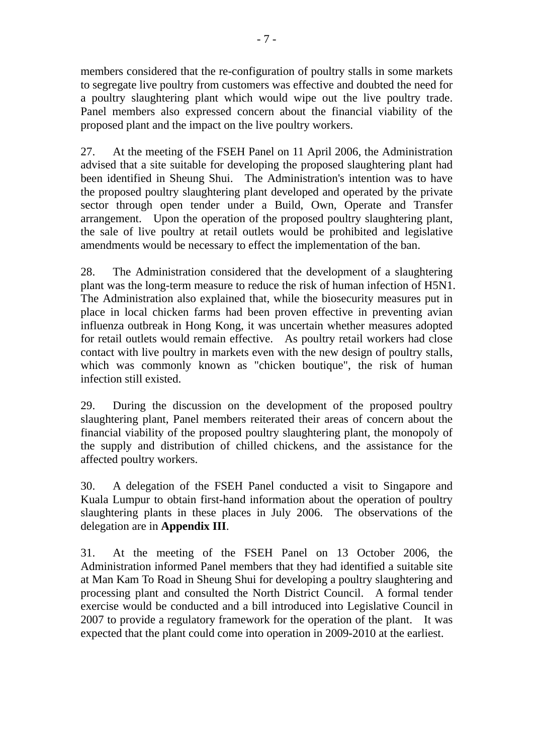members considered that the re-configuration of poultry stalls in some markets to segregate live poultry from customers was effective and doubted the need for a poultry slaughtering plant which would wipe out the live poultry trade. Panel members also expressed concern about the financial viability of the proposed plant and the impact on the live poultry workers.

27. At the meeting of the FSEH Panel on 11 April 2006, the Administration advised that a site suitable for developing the proposed slaughtering plant had been identified in Sheung Shui. The Administration's intention was to have the proposed poultry slaughtering plant developed and operated by the private sector through open tender under a Build, Own, Operate and Transfer arrangement. Upon the operation of the proposed poultry slaughtering plant, the sale of live poultry at retail outlets would be prohibited and legislative amendments would be necessary to effect the implementation of the ban.

28. The Administration considered that the development of a slaughtering plant was the long-term measure to reduce the risk of human infection of H5N1. The Administration also explained that, while the biosecurity measures put in place in local chicken farms had been proven effective in preventing avian influenza outbreak in Hong Kong, it was uncertain whether measures adopted for retail outlets would remain effective. As poultry retail workers had close contact with live poultry in markets even with the new design of poultry stalls, which was commonly known as "chicken boutique", the risk of human infection still existed.

29. During the discussion on the development of the proposed poultry slaughtering plant, Panel members reiterated their areas of concern about the financial viability of the proposed poultry slaughtering plant, the monopoly of the supply and distribution of chilled chickens, and the assistance for the affected poultry workers.

30. A delegation of the FSEH Panel conducted a visit to Singapore and Kuala Lumpur to obtain first-hand information about the operation of poultry slaughtering plants in these places in July 2006. The observations of the delegation are in **Appendix III**.

31. At the meeting of the FSEH Panel on 13 October 2006, the Administration informed Panel members that they had identified a suitable site at Man Kam To Road in Sheung Shui for developing a poultry slaughtering and processing plant and consulted the North District Council. A formal tender exercise would be conducted and a bill introduced into Legislative Council in 2007 to provide a regulatory framework for the operation of the plant. It was expected that the plant could come into operation in 2009-2010 at the earliest.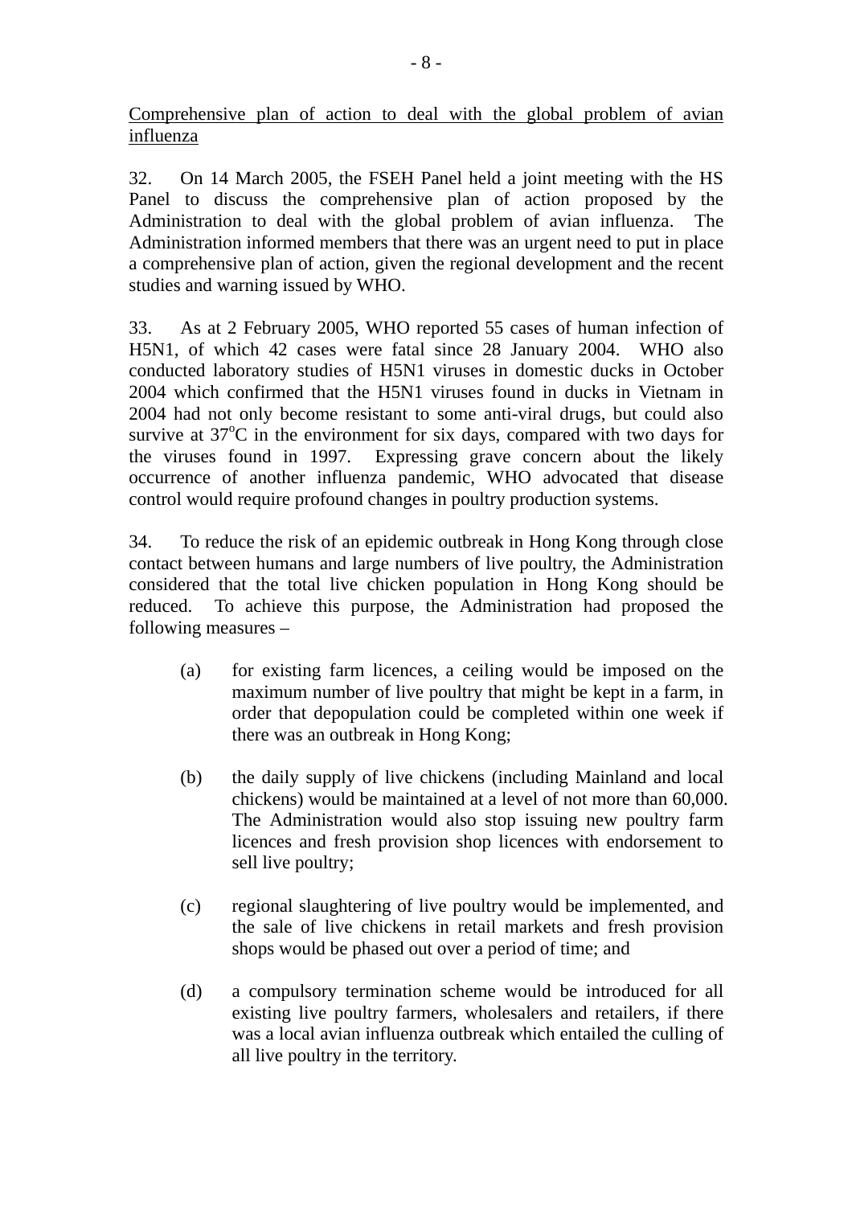Comprehensive plan of action to deal with the global problem of avian influenza

32. On 14 March 2005, the FSEH Panel held a joint meeting with the HS Panel to discuss the comprehensive plan of action proposed by the Administration to deal with the global problem of avian influenza. The Administration informed members that there was an urgent need to put in place a comprehensive plan of action, given the regional development and the recent studies and warning issued by WHO.

33. As at 2 February 2005, WHO reported 55 cases of human infection of H5N1, of which 42 cases were fatal since 28 January 2004. WHO also conducted laboratory studies of H5N1 viruses in domestic ducks in October 2004 which confirmed that the H5N1 viruses found in ducks in Vietnam in 2004 had not only become resistant to some anti-viral drugs, but could also survive at 37°C in the environment for six days, compared with two days for the viruses found in 1997. Expressing grave concern about the likely occurrence of another influenza pandemic, WHO advocated that disease control would require profound changes in poultry production systems.

34. To reduce the risk of an epidemic outbreak in Hong Kong through close contact between humans and large numbers of live poultry, the Administration considered that the total live chicken population in Hong Kong should be reduced. To achieve this purpose, the Administration had proposed the following measures –

(a) for existing farm licences, a ceiling would be imposed on the maximum number of live poultry that might be kept in a farm, in order that depopulation could be completed within one week if there was an outbreak in Hong Kong;

(b) the daily supply of live chickens (including Mainland and local chickens) would be maintained at a level of not more than 60,000. The Administration would also stop issuing new poultry farm licences and fresh provision shop licences with endorsement to sell live poultry;

(c) regional slaughtering of live poultry would be implemented, and the sale of live chickens in retail markets and fresh provision shops would be phased out over a period of time; and

(d) a compulsory termination scheme would be introduced for all existing live poultry farmers, wholesalers and retailers, if there was a local avian influenza outbreak which entailed the culling of all live poultry in the territory.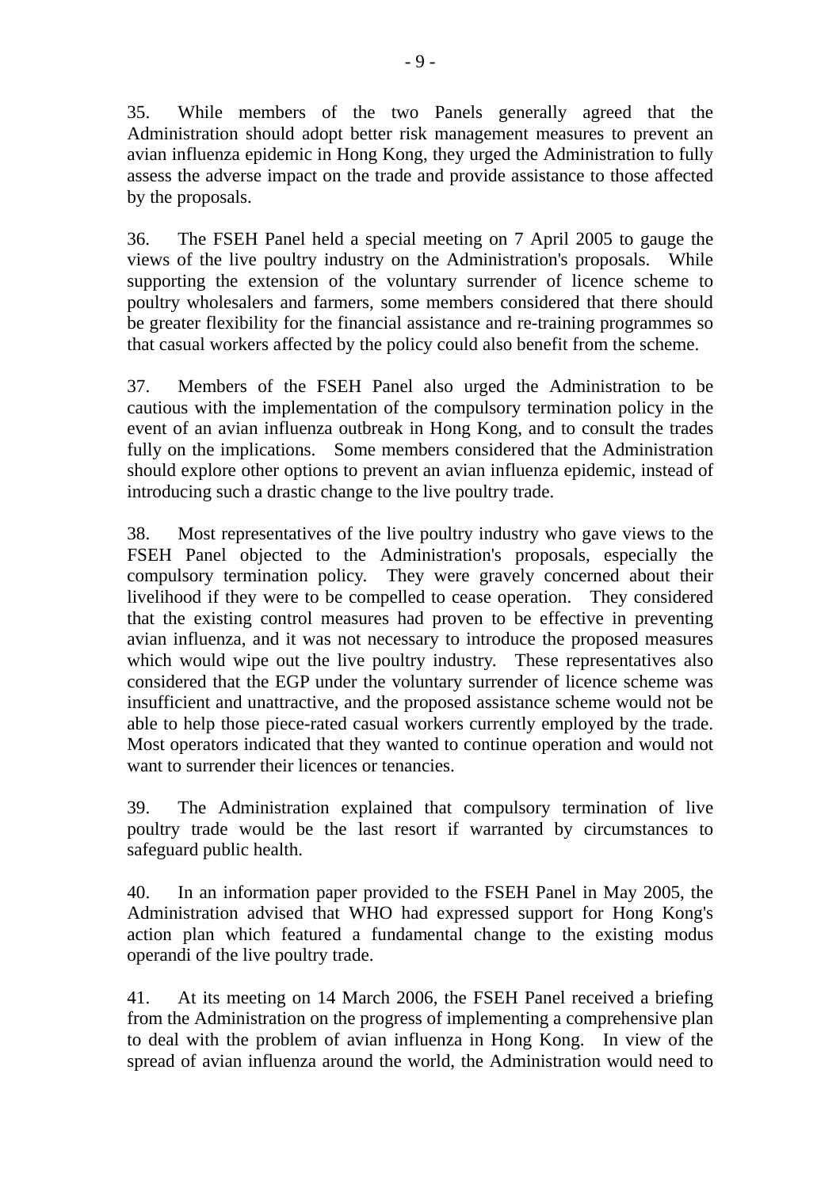35. While members of the two Panels generally agreed that the Administration should adopt better risk management measures to prevent an avian influenza epidemic in Hong Kong, they urged the Administration to fully assess the adverse impact on the trade and provide assistance to those affected by the proposals.

36. The FSEH Panel held a special meeting on 7 April 2005 to gauge the views of the live poultry industry on the Administration's proposals. While supporting the extension of the voluntary surrender of licence scheme to poultry wholesalers and farmers, some members considered that there should be greater flexibility for the financial assistance and re-training programmes so that casual workers affected by the policy could also benefit from the scheme.

37. Members of the FSEH Panel also urged the Administration to be cautious with the implementation of the compulsory termination policy in the event of an avian influenza outbreak in Hong Kong, and to consult the trades fully on the implications. Some members considered that the Administration should explore other options to prevent an avian influenza epidemic, instead of introducing such a drastic change to the live poultry trade.

38. Most representatives of the live poultry industry who gave views to the FSEH Panel objected to the Administration's proposals, especially the compulsory termination policy. They were gravely concerned about their livelihood if they were to be compelled to cease operation. They considered that the existing control measures had proven to be effective in preventing avian influenza, and it was not necessary to introduce the proposed measures which would wipe out the live poultry industry. These representatives also considered that the EGP under the voluntary surrender of licence scheme was insufficient and unattractive, and the proposed assistance scheme would not be able to help those piece-rated casual workers currently employed by the trade. Most operators indicated that they wanted to continue operation and would not want to surrender their licences or tenancies.

39. The Administration explained that compulsory termination of live poultry trade would be the last resort if warranted by circumstances to safeguard public health.

40. In an information paper provided to the FSEH Panel in May 2005, the Administration advised that WHO had expressed support for Hong Kong's action plan which featured a fundamental change to the existing modus operandi of the live poultry trade.

41. At its meeting on 14 March 2006, the FSEH Panel received a briefing from the Administration on the progress of implementing a comprehensive plan to deal with the problem of avian influenza in Hong Kong. In view of the spread of avian influenza around the world, the Administration would need to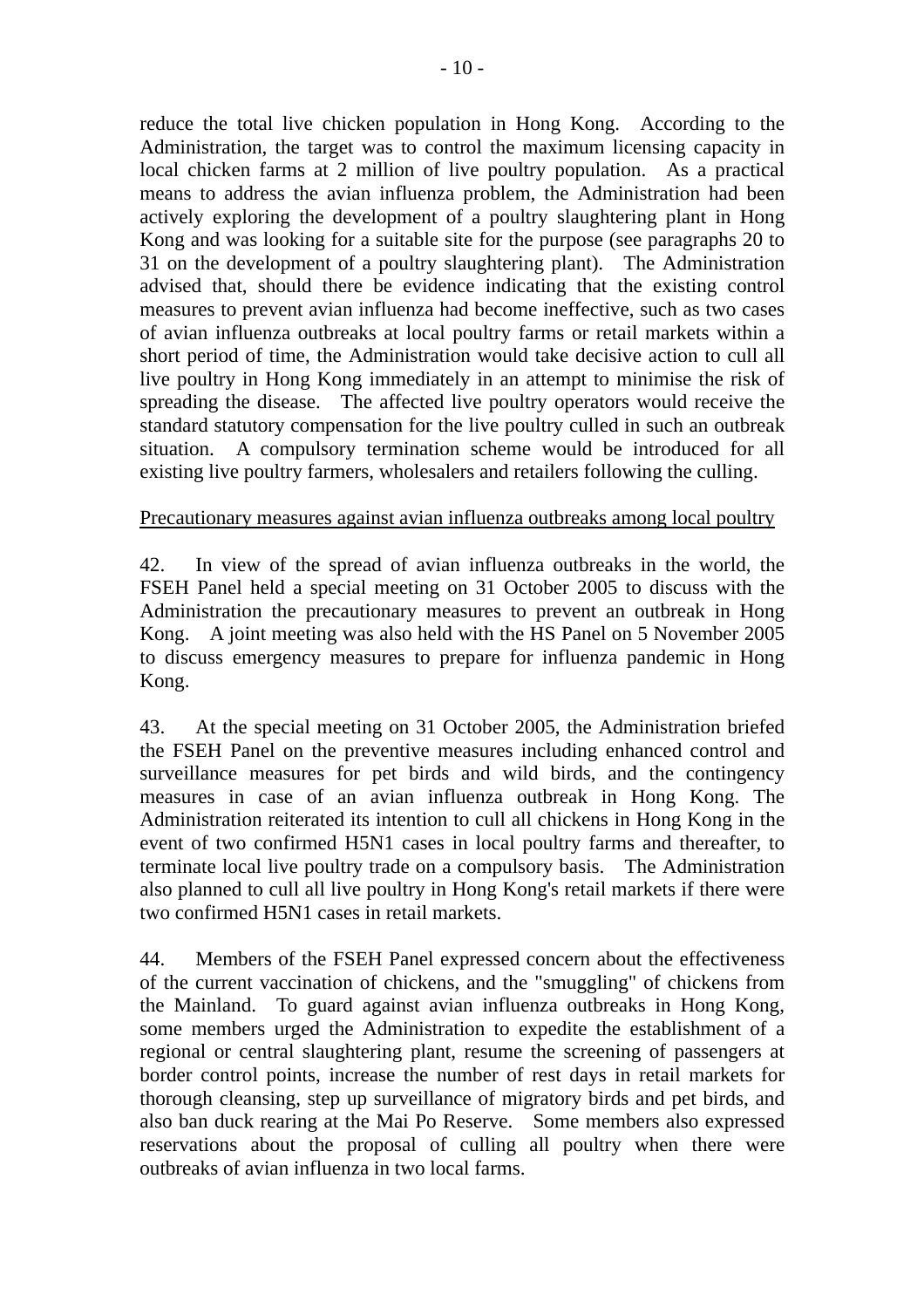reduce the total live chicken population in Hong Kong. According to the Administration, the target was to control the maximum licensing capacity in local chicken farms at 2 million of live poultry population. As a practical means to address the avian influenza problem, the Administration had been actively exploring the development of a poultry slaughtering plant in Hong Kong and was looking for a suitable site for the purpose (see paragraphs 20 to 31 on the development of a poultry slaughtering plant). The Administration advised that, should there be evidence indicating that the existing control measures to prevent avian influenza had become ineffective, such as two cases of avian influenza outbreaks at local poultry farms or retail markets within a short period of time, the Administration would take decisive action to cull all live poultry in Hong Kong immediately in an attempt to minimise the risk of spreading the disease. The affected live poultry operators would receive the standard statutory compensation for the live poultry culled in such an outbreak situation. A compulsory termination scheme would be introduced for all existing live poultry farmers, wholesalers and retailers following the culling.

<u>Precautionary measures against avian influenza outbreaks among local poultry</u>

42. In view of the spread of avian influenza outbreaks in the world, the FSEH Panel held a special meeting on 31 October 2005 to discuss with the Administration the precautionary measures to prevent an outbreak in Hong Kong. A joint meeting was also held with the HS Panel on 5 November 2005 to discuss emergency measures to prepare for influenza pandemic in Hong Kong.

43. At the special meeting on 31 October 2005, the Administration briefed the FSEH Panel on the preventive measures including enhanced control and surveillance measures for pet birds and wild birds, and the contingency measures in case of an avian influenza outbreak in Hong Kong. The Administration reiterated its intention to cull all chickens in Hong Kong in the event of two confirmed H5N1 cases in local poultry farms and thereafter, to terminate local live poultry trade on a compulsory basis. The Administration also planned to cull all live poultry in Hong Kong's retail markets if there were two confirmed H5N1 cases in retail markets.

44. Members of the FSEH Panel expressed concern about the effectiveness of the current vaccination of chickens, and the "smuggling" of chickens from the Mainland. To guard against avian influenza outbreaks in Hong Kong, some members urged the Administration to expedite the establishment of a regional or central slaughtering plant, resume the screening of passengers at border control points, increase the number of rest days in retail markets for thorough cleansing, step up surveillance of migratory birds and pet birds, and also ban duck rearing at the Mai Po Reserve. Some members also expressed reservations about the proposal of culling all poultry when there were outbreaks of avian influenza in two local farms.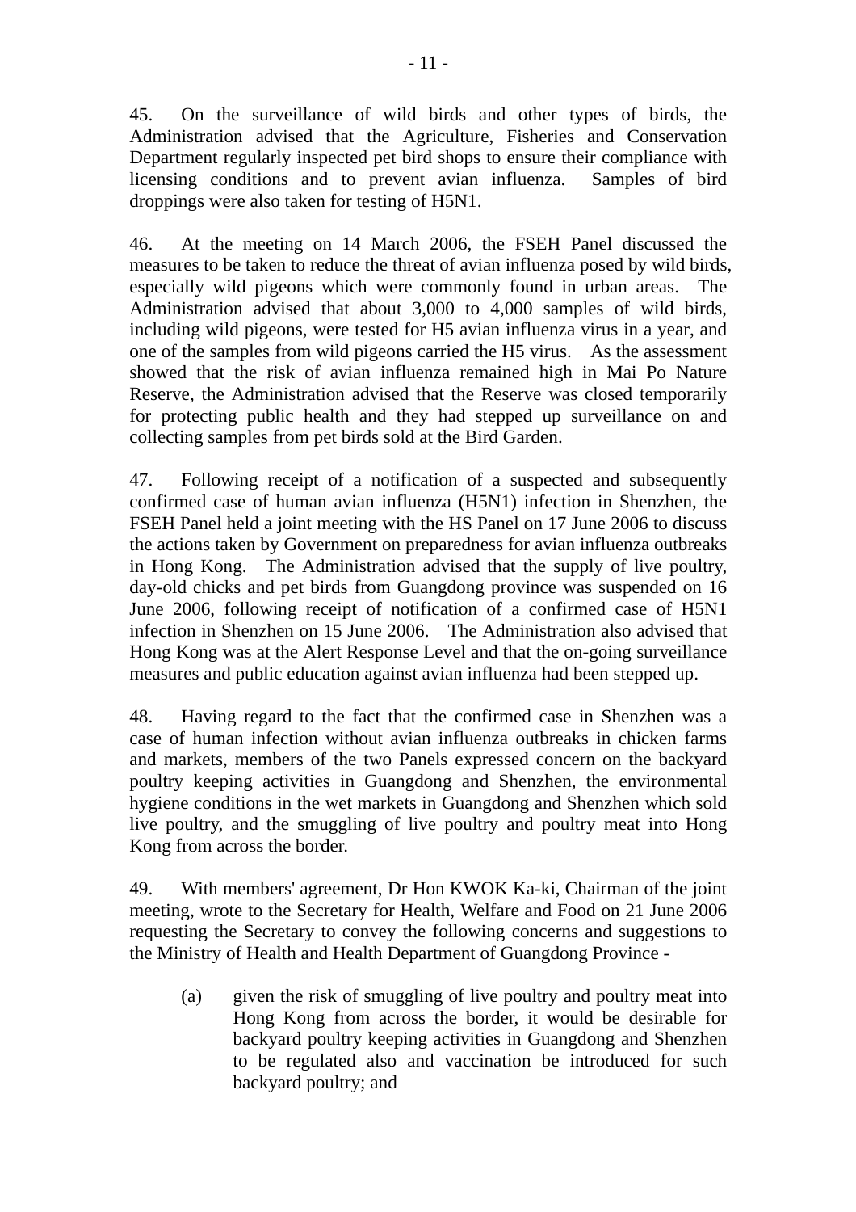45. On the surveillance of wild birds and other types of birds, the Administration advised that the Agriculture, Fisheries and Conservation Department regularly inspected pet bird shops to ensure their compliance with licensing conditions and to prevent avian influenza. Samples of bird droppings were also taken for testing of H5N1.

46. At the meeting on 14 March 2006, the FSEH Panel discussed the measures to be taken to reduce the threat of avian influenza posed by wild birds, especially wild pigeons which were commonly found in urban areas. The Administration advised that about 3,000 to 4,000 samples of wild birds, including wild pigeons, were tested for H5 avian influenza virus in a year, and one of the samples from wild pigeons carried the H5 virus. As the assessment showed that the risk of avian influenza remained high in Mai Po Nature Reserve, the Administration advised that the Reserve was closed temporarily for protecting public health and they had stepped up surveillance on and collecting samples from pet birds sold at the Bird Garden.

47. Following receipt of a notification of a suspected and subsequently confirmed case of human avian influenza (H5N1) infection in Shenzhen, the FSEH Panel held a joint meeting with the HS Panel on 17 June 2006 to discuss the actions taken by Government on preparedness for avian influenza outbreaks in Hong Kong. The Administration advised that the supply of live poultry, day-old chicks and pet birds from Guangdong province was suspended on 16 June 2006, following receipt of notification of a confirmed case of H5N1 infection in Shenzhen on 15 June 2006. The Administration also advised that Hong Kong was at the Alert Response Level and that the on-going surveillance measures and public education against avian influenza had been stepped up.

48. Having regard to the fact that the confirmed case in Shenzhen was a case of human infection without avian influenza outbreaks in chicken farms and markets, members of the two Panels expressed concern on the backyard poultry keeping activities in Guangdong and Shenzhen, the environmental hygiene conditions in the wet markets in Guangdong and Shenzhen which sold live poultry, and the smuggling of live poultry and poultry meat into Hong Kong from across the border.

49. With members' agreement, Dr Hon KWOK Ka-ki, Chairman of the joint meeting, wrote to the Secretary for Health, Welfare and Food on 21 June 2006 requesting the Secretary to convey the following concerns and suggestions to the Ministry of Health and Health Department of Guangdong Province -

(a) given the risk of smuggling of live poultry and poultry meat into Hong Kong from across the border, it would be desirable for backyard poultry keeping activities in Guangdong and Shenzhen to be regulated also and vaccination be introduced for such backyard poultry; and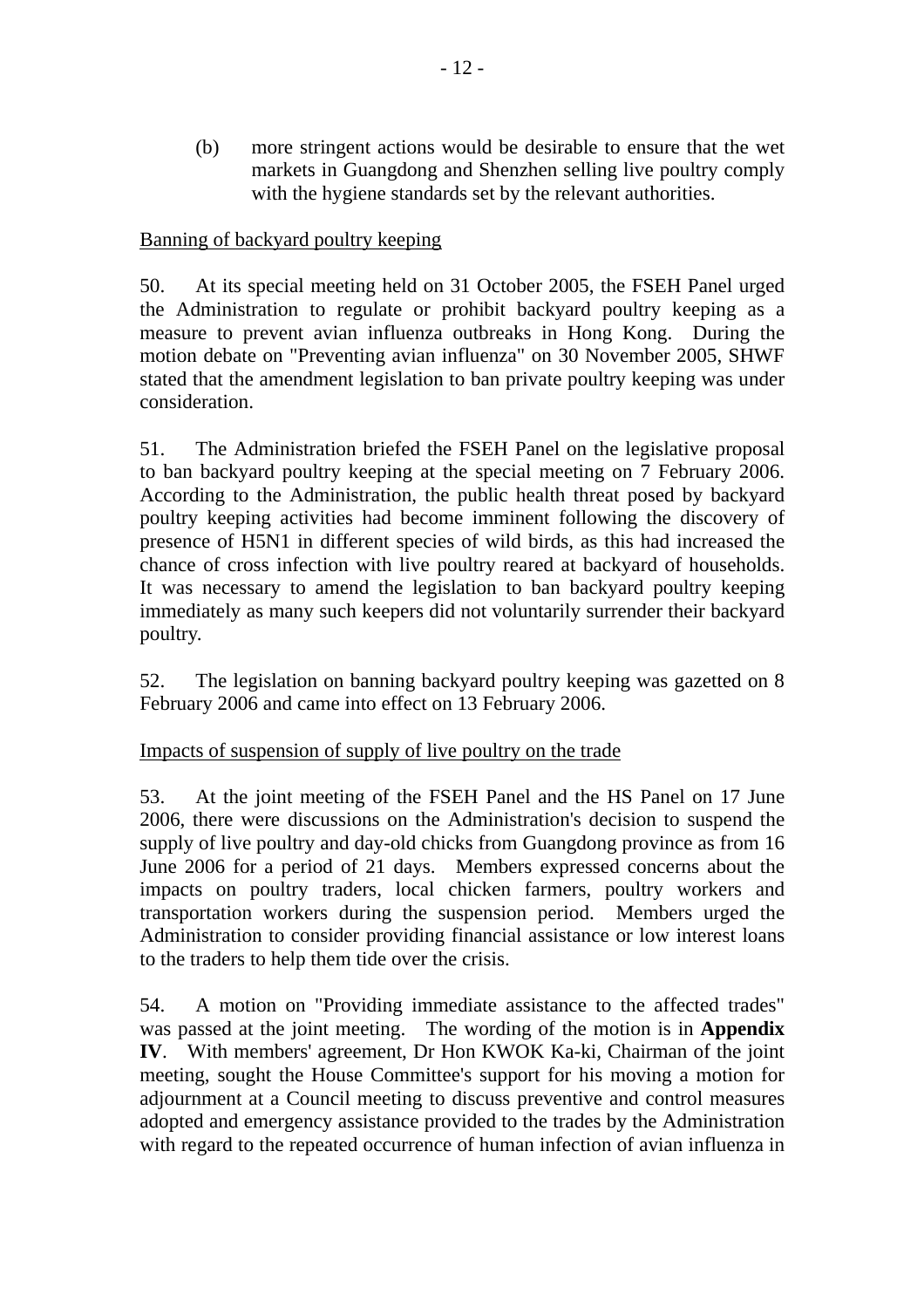(b) more stringent actions would be desirable to ensure that the wet markets in Guangdong and Shenzhen selling live poultry comply with the hygiene standards set by the relevant authorities.

<u>Banning of backyard poultry keeping</u>

50. At its special meeting held on 31 October 2005, the FSEH Panel urged the Administration to regulate or prohibit backyard poultry keeping as a measure to prevent avian influenza outbreaks in Hong Kong. During the motion debate on "Preventing avian influenza" on 30 November 2005, SHWF stated that the amendment legislation to ban private poultry keeping was under consideration.

51. The Administration briefed the FSEH Panel on the legislative proposal to ban backyard poultry keeping at the special meeting on 7 February 2006. According to the Administration, the public health threat posed by backyard poultry keeping activities had become imminent following the discovery of presence of H5N1 in different species of wild birds, as this had increased the chance of cross infection with live poultry reared at backyard of households. It was necessary to amend the legislation to ban backyard poultry keeping immediately as many such keepers did not voluntarily surrender their backyard poultry.

52. The legislation on banning backyard poultry keeping was gazetted on 8 February 2006 and came into effect on 13 February 2006.

<u>Impacts of suspension of supply of live poultry on the trade</u>

53. At the joint meeting of the FSEH Panel and the HS Panel on 17 June 2006, there were discussions on the Administration's decision to suspend the supply of live poultry and day-old chicks from Guangdong province as from 16 June 2006 for a period of 21 days. Members expressed concerns about the impacts on poultry traders, local chicken farmers, poultry workers and transportation workers during the suspension period. Members urged the Administration to consider providing financial assistance or low interest loans to the traders to help them tide over the crisis.

54. A motion on "Providing immediate assistance to the affected trades" was passed at the joint meeting. The wording of the motion is in **Appendix IV**. With members' agreement, Dr Hon KWOK Ka-ki, Chairman of the joint meeting, sought the House Committee's support for his moving a motion for adjournment at a Council meeting to discuss preventive and control measures adopted and emergency assistance provided to the trades by the Administration with regard to the repeated occurrence of human infection of avian influenza in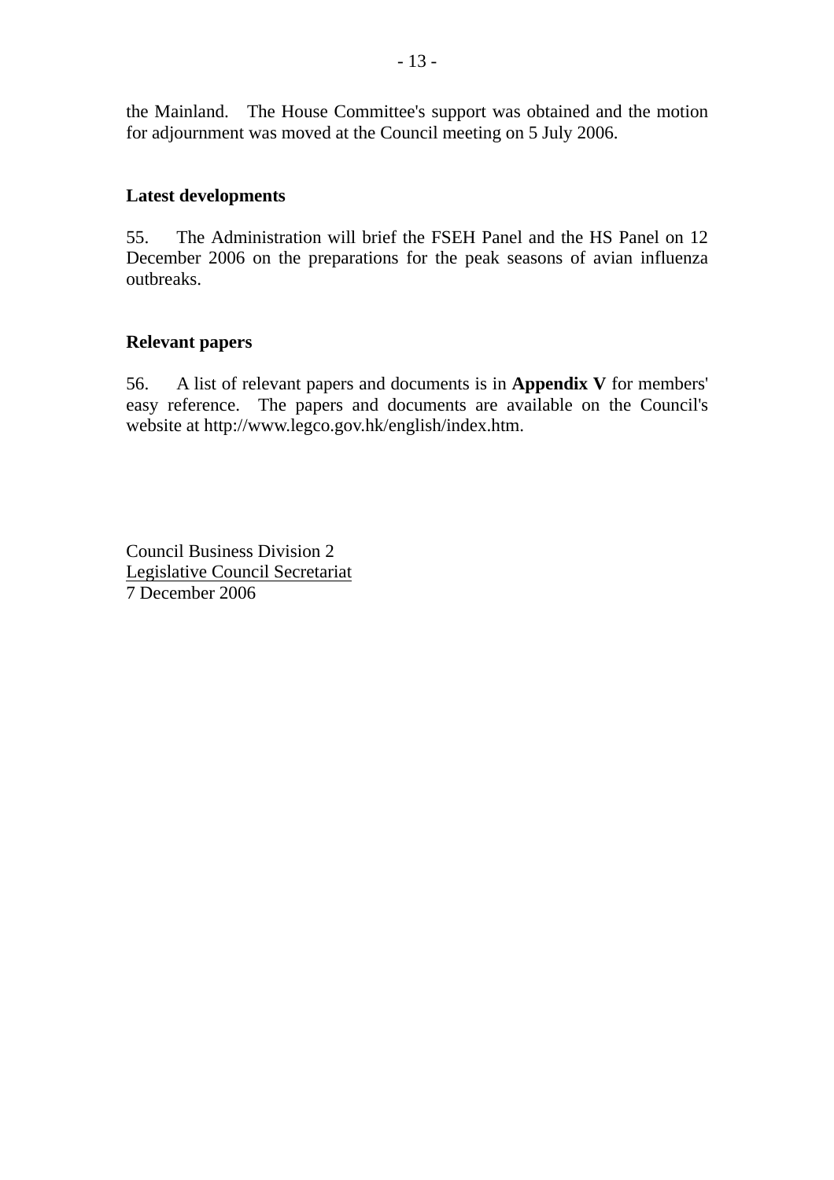the Mainland. The House Committee's support was obtained and the motion for adjournment was moved at the Council meeting on 5 July 2006.

**Latest developments**

55. The Administration will brief the FSEH Panel and the HS Panel on 12 December 2006 on the preparations for the peak seasons of avian influenza outbreaks.

**Relevant papers**

56. A list of relevant papers and documents is in **Appendix V** for members' easy reference. The papers and documents are available on the Council's website at http://www.legco.gov.hk/english/index.htm.

Council Business Division 2
Legislative Council Secretariat
7 December 2006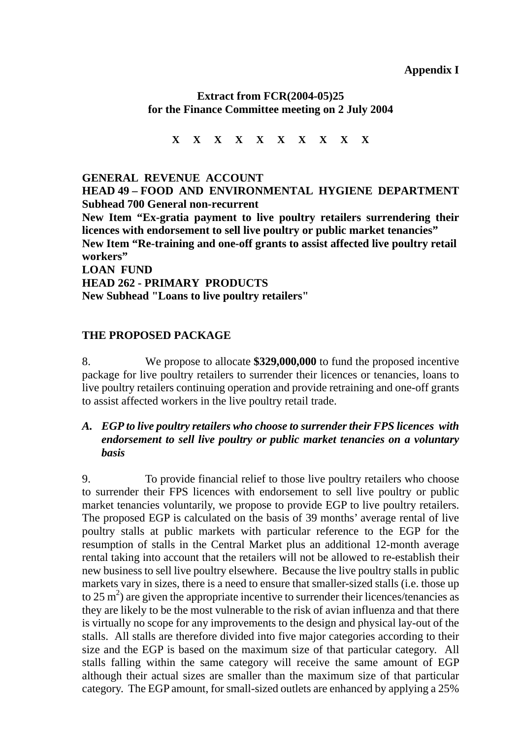**Appendix I**

**Extract from FCR(2004-05)25**
**for the Finance Committee meeting on 2 July 2004**

**X X X X X X X X X X**

**GENERAL REVENUE ACCOUNT**
**HEAD 49 – FOOD AND ENVIRONMENTAL HYGIENE DEPARTMENT**
**Subhead 700 General non-recurrent**
**New Item "Ex-gratia payment to live poultry retailers surrendering their licences with endorsement to sell live poultry or public market tenancies"**
**New Item "Re-training and one-off grants to assist affected live poultry retail workers"**
**LOAN FUND**
**HEAD 262 - PRIMARY PRODUCTS**
**New Subhead "Loans to live poultry retailers"**

**THE PROPOSED PACKAGE**

8. We propose to allocate **$329,000,000** to fund the proposed incentive package for live poultry retailers to surrender their licences or tenancies, loans to live poultry retailers continuing operation and provide retraining and one-off grants to assist affected workers in the live poultry retail trade.

***A. EGP to live poultry retailers who choose to surrender their FPS licences with endorsement to sell live poultry or public market tenancies on a voluntary basis***

9. To provide financial relief to those live poultry retailers who choose to surrender their FPS licences with endorsement to sell live poultry or public market tenancies voluntarily, we propose to provide EGP to live poultry retailers. The proposed EGP is calculated on the basis of 39 months' average rental of live poultry stalls at public markets with particular reference to the EGP for the resumption of stalls in the Central Market plus an additional 12-month average rental taking into account that the retailers will not be allowed to re-establish their new business to sell live poultry elsewhere. Because the live poultry stalls in public markets vary in sizes, there is a need to ensure that smaller-sized stalls (i.e. those up to 25 $m^2$) are given the appropriate incentive to surrender their licences/tenancies as they are likely to be the most vulnerable to the risk of avian influenza and that there is virtually no scope for any improvements to the design and physical lay-out of the stalls. All stalls are therefore divided into five major categories according to their size and the EGP is based on the maximum size of that particular category. All stalls falling within the same category will receive the same amount of EGP although their actual sizes are smaller than the maximum size of that particular category. The EGP amount, for small-sized outlets are enhanced by applying a 25%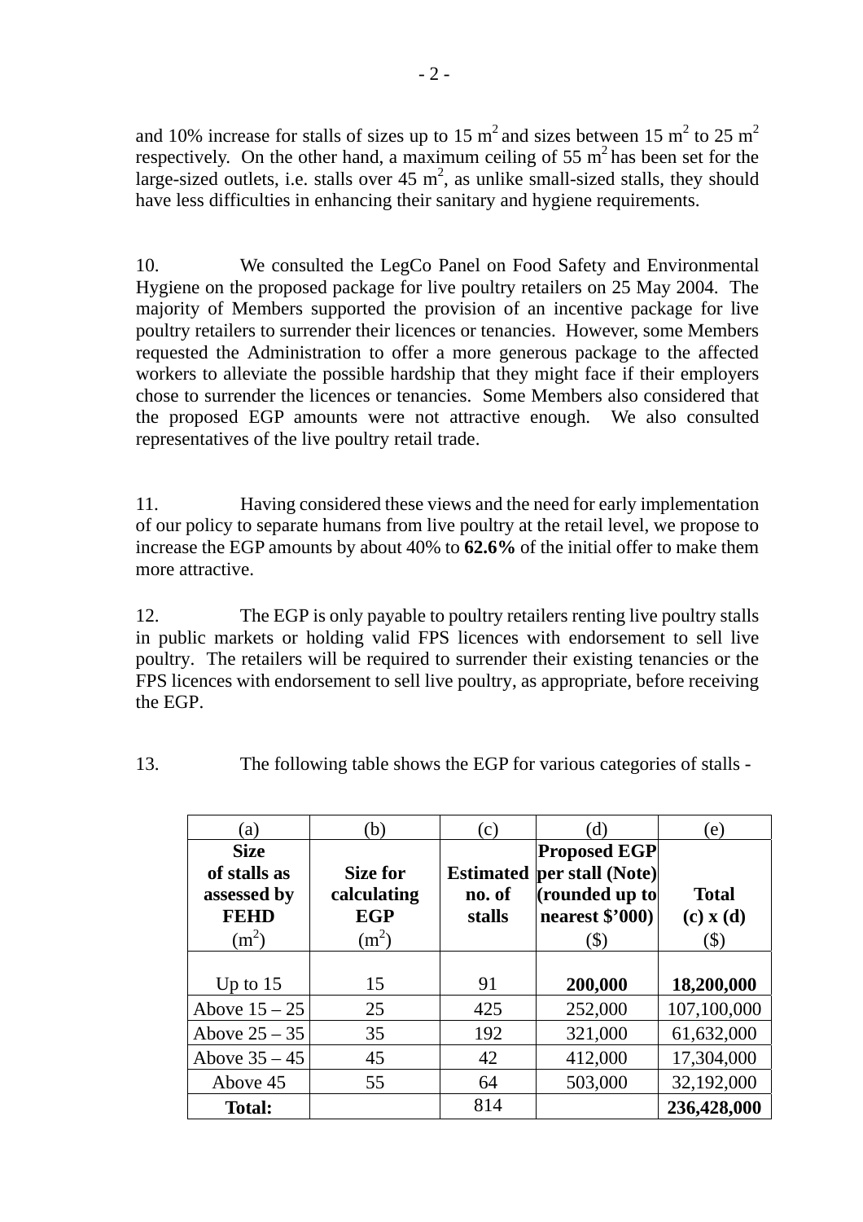and 10% increase for stalls of sizes up to 15 $m^2$ and sizes between 15 $m^2$ to 25 $m^2$ respectively. On the other hand, a maximum ceiling of 55 $m^2$ has been set for the large-sized outlets, i.e. stalls over 45 $m^2$, as unlike small-sized stalls, they should have less difficulties in enhancing their sanitary and hygiene requirements.

10. We consulted the LegCo Panel on Food Safety and Environmental Hygiene on the proposed package for live poultry retailers on 25 May 2004. The majority of Members supported the provision of an incentive package for live poultry retailers to surrender their licences or tenancies. However, some Members requested the Administration to offer a more generous package to the affected workers to alleviate the possible hardship that they might face if their employers chose to surrender the licences or tenancies. Some Members also considered that the proposed EGP amounts were not attractive enough. We also consulted representatives of the live poultry retail trade.

11. Having considered these views and the need for early implementation of our policy to separate humans from live poultry at the retail level, we propose to increase the EGP amounts by about 40% to **62.6%** of the initial offer to make them more attractive.

12. The EGP is only payable to poultry retailers renting live poultry stalls in public markets or holding valid FPS licences with endorsement to sell live poultry. The retailers will be required to surrender their existing tenancies or the FPS licences with endorsement to sell live poultry, as appropriate, before receiving the EGP.

13. The following table shows the EGP for various categories of stalls -

| (a) | (b) | (c) | (d) | (e) |
|---|---|---|---|---|
| **Size of stalls as assessed by FEHD** ($m^2$) | **Size for calculating EGP** ($m^2$) | **Estimated no. of stalls** | **Proposed EGP per stall (Note) (rounded up to nearest $'000)** ($) | **Total (c) x (d)** ($) |
| Up to 15 | 15 | 91 | **200,000** | **18,200,000** |
| Above 15 – 25 | 25 | 425 | 252,000 | 107,100,000 |
| Above 25 – 35 | 35 | 192 | 321,000 | 61,632,000 |
| Above 35 – 45 | 45 | 42 | 412,000 | 17,304,000 |
| Above 45 | 55 | 64 | 503,000 | 32,192,000 |
| **Total:** | | 814 | | **236,428,000** |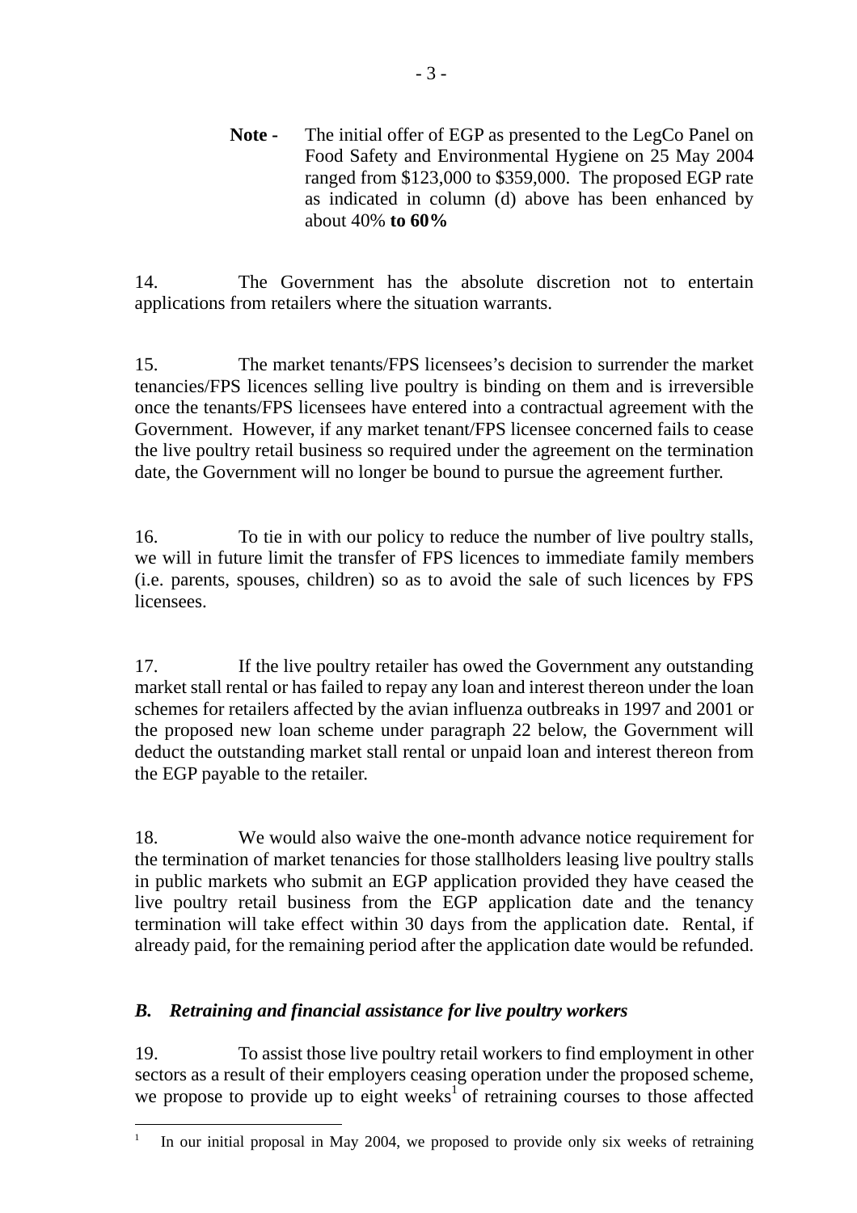**Note -** The initial offer of EGP as presented to the LegCo Panel on Food Safety and Environmental Hygiene on 25 May 2004 ranged from $123,000 to $359,000. The proposed EGP rate as indicated in column (d) above has been enhanced by about 40% **to 60%**

14. The Government has the absolute discretion not to entertain applications from retailers where the situation warrants.

15. The market tenants/FPS licensees's decision to surrender the market tenancies/FPS licences selling live poultry is binding on them and is irreversible once the tenants/FPS licensees have entered into a contractual agreement with the Government. However, if any market tenant/FPS licensee concerned fails to cease the live poultry retail business so required under the agreement on the termination date, the Government will no longer be bound to pursue the agreement further.

16. To tie in with our policy to reduce the number of live poultry stalls, we will in future limit the transfer of FPS licences to immediate family members (i.e. parents, spouses, children) so as to avoid the sale of such licences by FPS licensees.

17. If the live poultry retailer has owed the Government any outstanding market stall rental or has failed to repay any loan and interest thereon under the loan schemes for retailers affected by the avian influenza outbreaks in 1997 and 2001 or the proposed new loan scheme under paragraph 22 below, the Government will deduct the outstanding market stall rental or unpaid loan and interest thereon from the EGP payable to the retailer.

18. We would also waive the one-month advance notice requirement for the termination of market tenancies for those stallholders leasing live poultry stalls in public markets who submit an EGP application provided they have ceased the live poultry retail business from the EGP application date and the tenancy termination will take effect within 30 days from the application date. Rental, if already paid, for the remaining period after the application date would be refunded.

### *B. Retraining and financial assistance for live poultry workers*

19. To assist those live poultry retail workers to find employment in other sectors as a result of their employers ceasing operation under the proposed scheme, we propose to provide up to eight weeks[1] of retraining courses to those affected

[1] In our initial proposal in May 2004, we proposed to provide only six weeks of retraining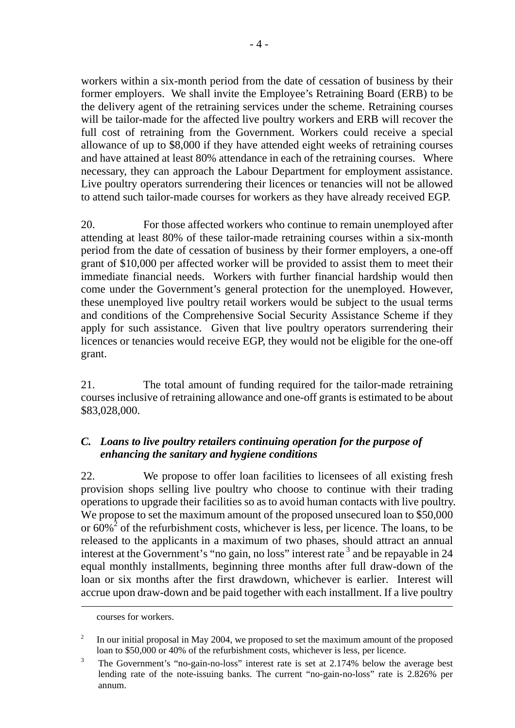workers within a six-month period from the date of cessation of business by their former employers. We shall invite the Employee's Retraining Board (ERB) to be the delivery agent of the retraining services under the scheme. Retraining courses will be tailor-made for the affected live poultry workers and ERB will recover the full cost of retraining from the Government. Workers could receive a special allowance of up to $8,000 if they have attended eight weeks of retraining courses and have attained at least 80% attendance in each of the retraining courses. Where necessary, they can approach the Labour Department for employment assistance. Live poultry operators surrendering their licences or tenancies will not be allowed to attend such tailor-made courses for workers as they have already received EGP.

20. For those affected workers who continue to remain unemployed after attending at least 80% of these tailor-made retraining courses within a six-month period from the date of cessation of business by their former employers, a one-off grant of $10,000 per affected worker will be provided to assist them to meet their immediate financial needs. Workers with further financial hardship would then come under the Government's general protection for the unemployed. However, these unemployed live poultry retail workers would be subject to the usual terms and conditions of the Comprehensive Social Security Assistance Scheme if they apply for such assistance. Given that live poultry operators surrendering their licences or tenancies would receive EGP, they would not be eligible for the one-off grant.

21. The total amount of funding required for the tailor-made retraining courses inclusive of retraining allowance and one-off grants is estimated to be about $83,028,000.

### *C. Loans to live poultry retailers continuing operation for the purpose of enhancing the sanitary and hygiene conditions*

22. We propose to offer loan facilities to licensees of all existing fresh provision shops selling live poultry who choose to continue with their trading operations to upgrade their facilities so as to avoid human contacts with live poultry. We propose to set the maximum amount of the proposed unsecured loan to $50,000 or 60%[2] of the refurbishment costs, whichever is less, per licence. The loans, to be released to the applicants in a maximum of two phases, should attract an annual interest at the Government's "no gain, no loss" interest rate[3] and be repayable in 24 equal monthly installments, beginning three months after full draw-down of the loan or six months after the first drawdown, whichever is earlier. Interest will accrue upon draw-down and be paid together with each installment. If a live poultry

---

courses for workers.

[2] In our initial proposal in May 2004, we proposed to set the maximum amount of the proposed loan to $50,000 or 40% of the refurbishment costs, whichever is less, per licence.

[3] The Government's "no-gain-no-loss" interest rate is set at 2.174% below the average best lending rate of the note-issuing banks. The current "no-gain-no-loss" rate is 2.826% per annum.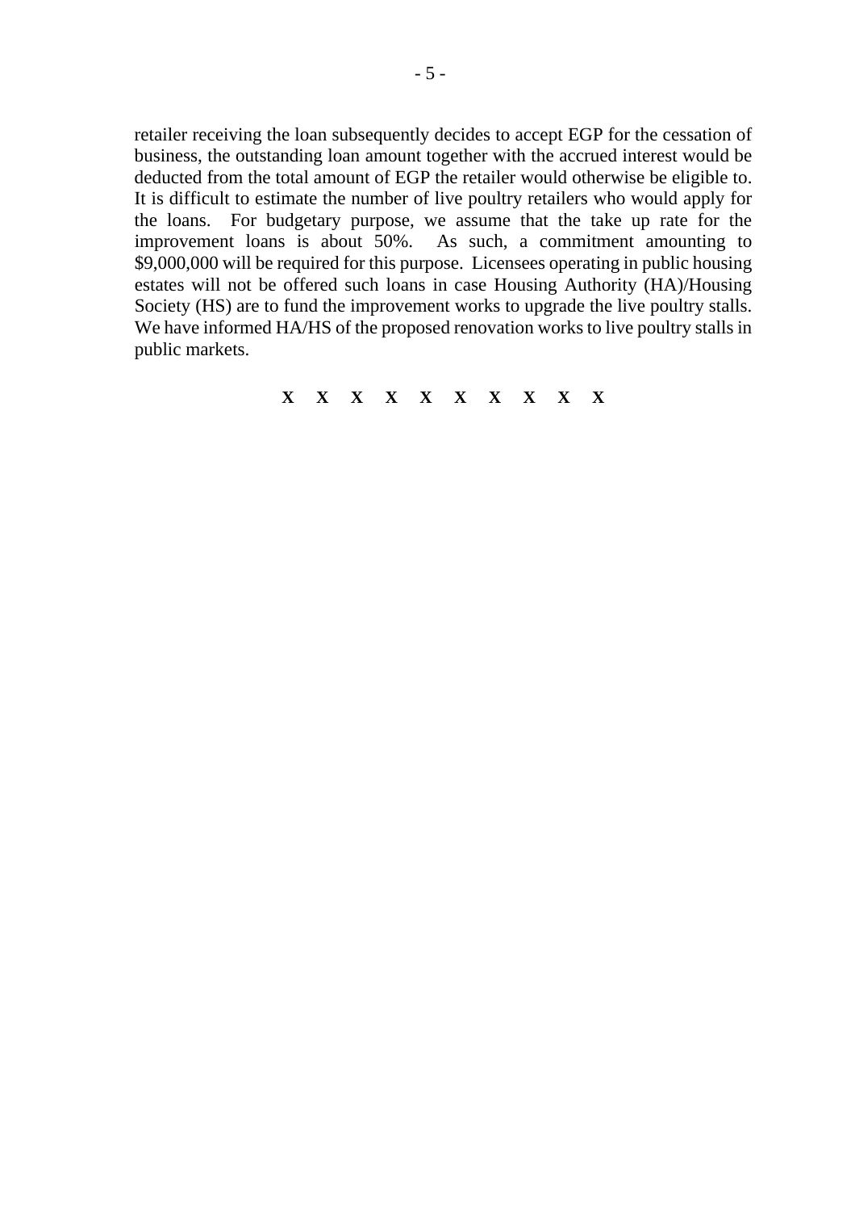retailer receiving the loan subsequently decides to accept EGP for the cessation of business, the outstanding loan amount together with the accrued interest would be deducted from the total amount of EGP the retailer would otherwise be eligible to. It is difficult to estimate the number of live poultry retailers who would apply for the loans. For budgetary purpose, we assume that the take up rate for the improvement loans is about 50%. As such, a commitment amounting to $9,000,000 will be required for this purpose. Licensees operating in public housing estates will not be offered such loans in case Housing Authority (HA)/Housing Society (HS) are to fund the improvement works to upgrade the live poultry stalls. We have informed HA/HS of the proposed renovation works to live poultry stalls in public markets.

**X X X X X X X X X X**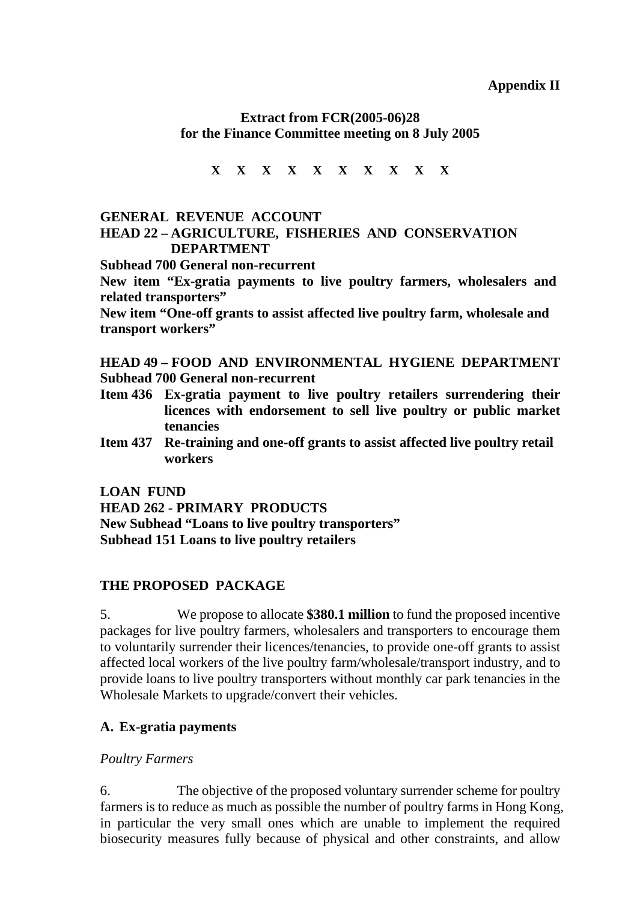**Appendix II**

**Extract from FCR(2005-06)28**
**for the Finance Committee meeting on 8 July 2005**

**X X X X X X X X X X**

**GENERAL REVENUE ACCOUNT**
**HEAD 22 – AGRICULTURE, FISHERIES AND CONSERVATION DEPARTMENT**
**Subhead 700 General non-recurrent**
**New item "Ex-gratia payments to live poultry farmers, wholesalers and related transporters"**
**New item "One-off grants to assist affected live poultry farm, wholesale and transport workers"**

**HEAD 49 – FOOD AND ENVIRONMENTAL HYGIENE DEPARTMENT**
**Subhead 700 General non-recurrent**
**Item 436 Ex-gratia payment to live poultry retailers surrendering their licences with endorsement to sell live poultry or public market tenancies**
**Item 437 Re-training and one-off grants to assist affected live poultry retail workers**

**LOAN FUND**
**HEAD 262 - PRIMARY PRODUCTS**
**New Subhead "Loans to live poultry transporters"**
**Subhead 151 Loans to live poultry retailers**

## THE PROPOSED PACKAGE

5. We propose to allocate **$380.1 million** to fund the proposed incentive packages for live poultry farmers, wholesalers and transporters to encourage them to voluntarily surrender their licences/tenancies, to provide one-off grants to assist affected local workers of the live poultry farm/wholesale/transport industry, and to provide loans to live poultry transporters without monthly car park tenancies in the Wholesale Markets to upgrade/convert their vehicles.

### A. Ex-gratia payments

*Poultry Farmers*

6. The objective of the proposed voluntary surrender scheme for poultry farmers is to reduce as much as possible the number of poultry farms in Hong Kong, in particular the very small ones which are unable to implement the required biosecurity measures fully because of physical and other constraints, and allow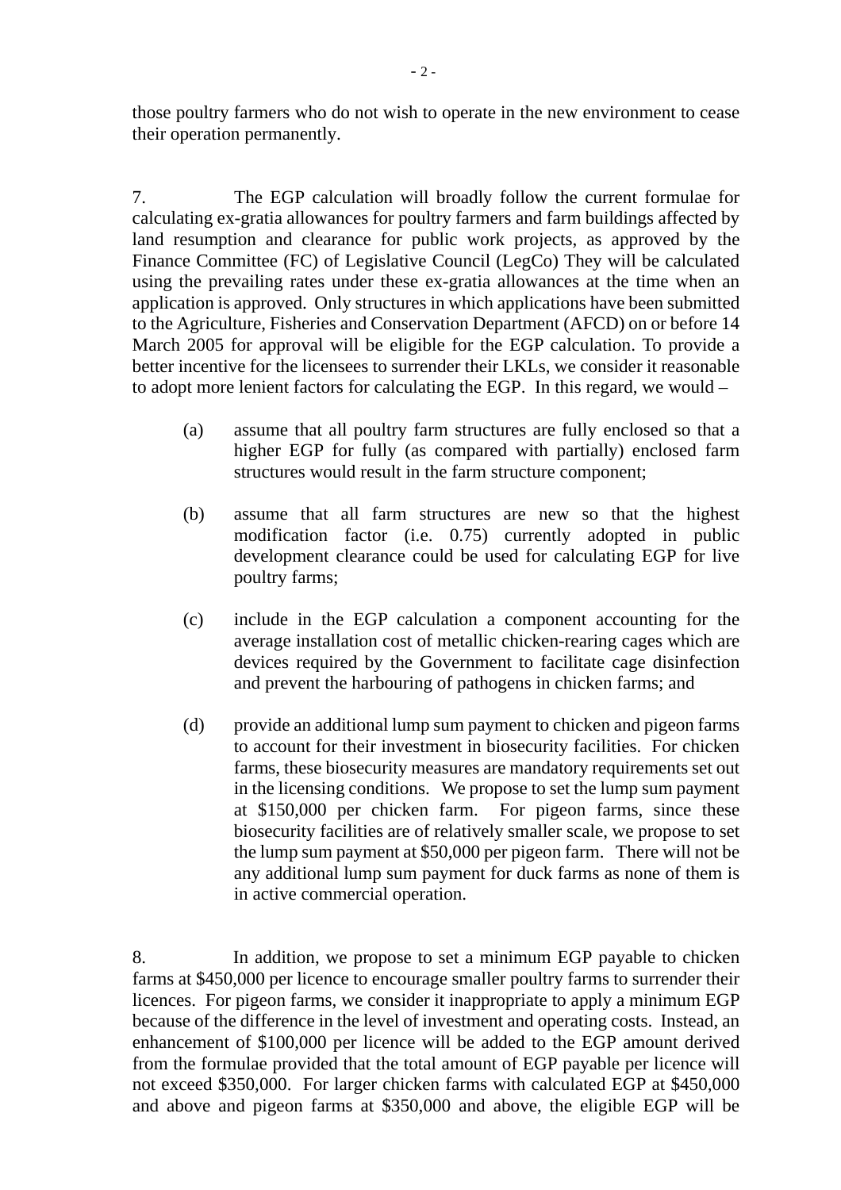those poultry farmers who do not wish to operate in the new environment to cease their operation permanently.

7. The EGP calculation will broadly follow the current formulae for calculating ex-gratia allowances for poultry farmers and farm buildings affected by land resumption and clearance for public work projects, as approved by the Finance Committee (FC) of Legislative Council (LegCo) They will be calculated using the prevailing rates under these ex-gratia allowances at the time when an application is approved. Only structures in which applications have been submitted to the Agriculture, Fisheries and Conservation Department (AFCD) on or before 14 March 2005 for approval will be eligible for the EGP calculation. To provide a better incentive for the licensees to surrender their LKLs, we consider it reasonable to adopt more lenient factors for calculating the EGP. In this regard, we would –

(a) assume that all poultry farm structures are fully enclosed so that a higher EGP for fully (as compared with partially) enclosed farm structures would result in the farm structure component;

(b) assume that all farm structures are new so that the highest modification factor (i.e. 0.75) currently adopted in public development clearance could be used for calculating EGP for live poultry farms;

(c) include in the EGP calculation a component accounting for the average installation cost of metallic chicken-rearing cages which are devices required by the Government to facilitate cage disinfection and prevent the harbouring of pathogens in chicken farms; and

(d) provide an additional lump sum payment to chicken and pigeon farms to account for their investment in biosecurity facilities. For chicken farms, these biosecurity measures are mandatory requirements set out in the licensing conditions. We propose to set the lump sum payment at $150,000 per chicken farm. For pigeon farms, since these biosecurity facilities are of relatively smaller scale, we propose to set the lump sum payment at $50,000 per pigeon farm. There will not be any additional lump sum payment for duck farms as none of them is in active commercial operation.

8. In addition, we propose to set a minimum EGP payable to chicken farms at $450,000 per licence to encourage smaller poultry farms to surrender their licences. For pigeon farms, we consider it inappropriate to apply a minimum EGP because of the difference in the level of investment and operating costs. Instead, an enhancement of $100,000 per licence will be added to the EGP amount derived from the formulae provided that the total amount of EGP payable per licence will not exceed $350,000. For larger chicken farms with calculated EGP at $450,000 and above and pigeon farms at $350,000 and above, the eligible EGP will be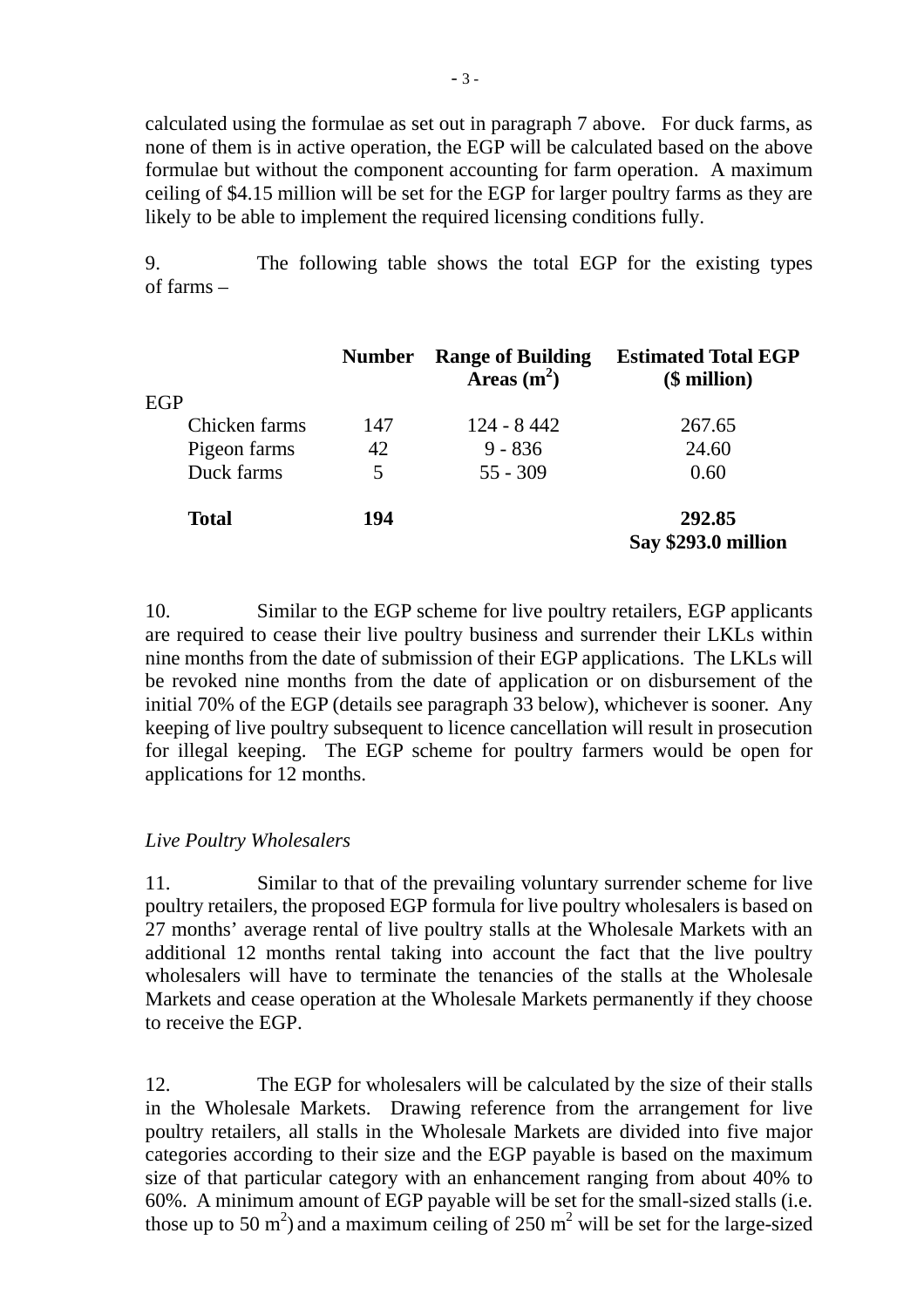calculated using the formulae as set out in paragraph 7 above. For duck farms, as none of them is in active operation, the EGP will be calculated based on the above formulae but without the component accounting for farm operation. A maximum ceiling of $4.15 million will be set for the EGP for larger poultry farms as they are likely to be able to implement the required licensing conditions fully.

9. The following table shows the total EGP for the existing types of farms –

| | **Number** | **Range of Building Areas ($m^2$)** | **Estimated Total EGP ($ million)** |
|---|---|---|---|
| EGP | | | |
| Chicken farms | 147 | 124 - 8 442 | 267.65 |
| Pigeon farms | 42 | 9 - 836 | 24.60 |
| Duck farms | 5 | 55 - 309 | 0.60 |
| **Total** | **194** | | **292.85** **Say $293.0 million** |

10. Similar to the EGP scheme for live poultry retailers, EGP applicants are required to cease their live poultry business and surrender their LKLs within nine months from the date of submission of their EGP applications. The LKLs will be revoked nine months from the date of application or on disbursement of the initial 70% of the EGP (details see paragraph 33 below), whichever is sooner. Any keeping of live poultry subsequent to licence cancellation will result in prosecution for illegal keeping. The EGP scheme for poultry farmers would be open for applications for 12 months.

*Live Poultry Wholesalers*

11. Similar to that of the prevailing voluntary surrender scheme for live poultry retailers, the proposed EGP formula for live poultry wholesalers is based on 27 months' average rental of live poultry stalls at the Wholesale Markets with an additional 12 months rental taking into account the fact that the live poultry wholesalers will have to terminate the tenancies of the stalls at the Wholesale Markets and cease operation at the Wholesale Markets permanently if they choose to receive the EGP.

12. The EGP for wholesalers will be calculated by the size of their stalls in the Wholesale Markets. Drawing reference from the arrangement for live poultry retailers, all stalls in the Wholesale Markets are divided into five major categories according to their size and the EGP payable is based on the maximum size of that particular category with an enhancement ranging from about 40% to 60%. A minimum amount of EGP payable will be set for the small-sized stalls (i.e. those up to 50 $m^2$) and a maximum ceiling of 250 $m^2$ will be set for the large-sized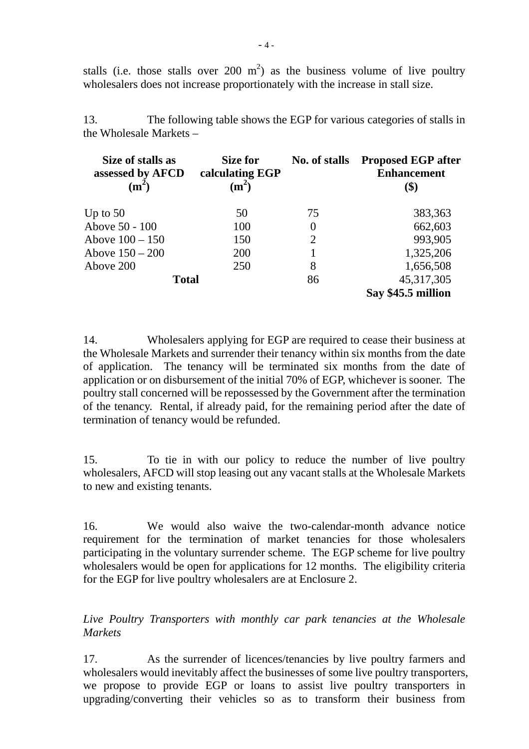stalls (i.e. those stalls over 200 $m^2$) as the business volume of live poultry wholesalers does not increase proportionately with the increase in stall size.

13. The following table shows the EGP for various categories of stalls in the Wholesale Markets –

| Size of stalls as assessed by AFCD ($m^2$) | Size for calculating EGP ($m^2$) | No. of stalls | Proposed EGP after Enhancement ($) |
|---|---|---|---|
| Up to 50 | 50 | 75 | 383,363 |
| Above 50 - 100 | 100 | 0 | 662,603 |
| Above 100 – 150 | 150 | 2 | 993,905 |
| Above 150 – 200 | 200 | 1 | 1,325,206 |
| Above 200 | 250 | 8 | 1,656,508 |
| **Total** | | 86 | 45,317,305 |
| | | | **Say $45.5 million** |

14. Wholesalers applying for EGP are required to cease their business at the Wholesale Markets and surrender their tenancy within six months from the date of application. The tenancy will be terminated six months from the date of application or on disbursement of the initial 70% of EGP, whichever is sooner. The poultry stall concerned will be repossessed by the Government after the termination of the tenancy. Rental, if already paid, for the remaining period after the date of termination of tenancy would be refunded.

15. To tie in with our policy to reduce the number of live poultry wholesalers, AFCD will stop leasing out any vacant stalls at the Wholesale Markets to new and existing tenants.

16. We would also waive the two-calendar-month advance notice requirement for the termination of market tenancies for those wholesalers participating in the voluntary surrender scheme. The EGP scheme for live poultry wholesalers would be open for applications for 12 months. The eligibility criteria for the EGP for live poultry wholesalers are at Enclosure 2.

*Live Poultry Transporters with monthly car park tenancies at the Wholesale Markets*

17. As the surrender of licences/tenancies by live poultry farmers and wholesalers would inevitably affect the businesses of some live poultry transporters, we propose to provide EGP or loans to assist live poultry transporters in upgrading/converting their vehicles so as to transform their business from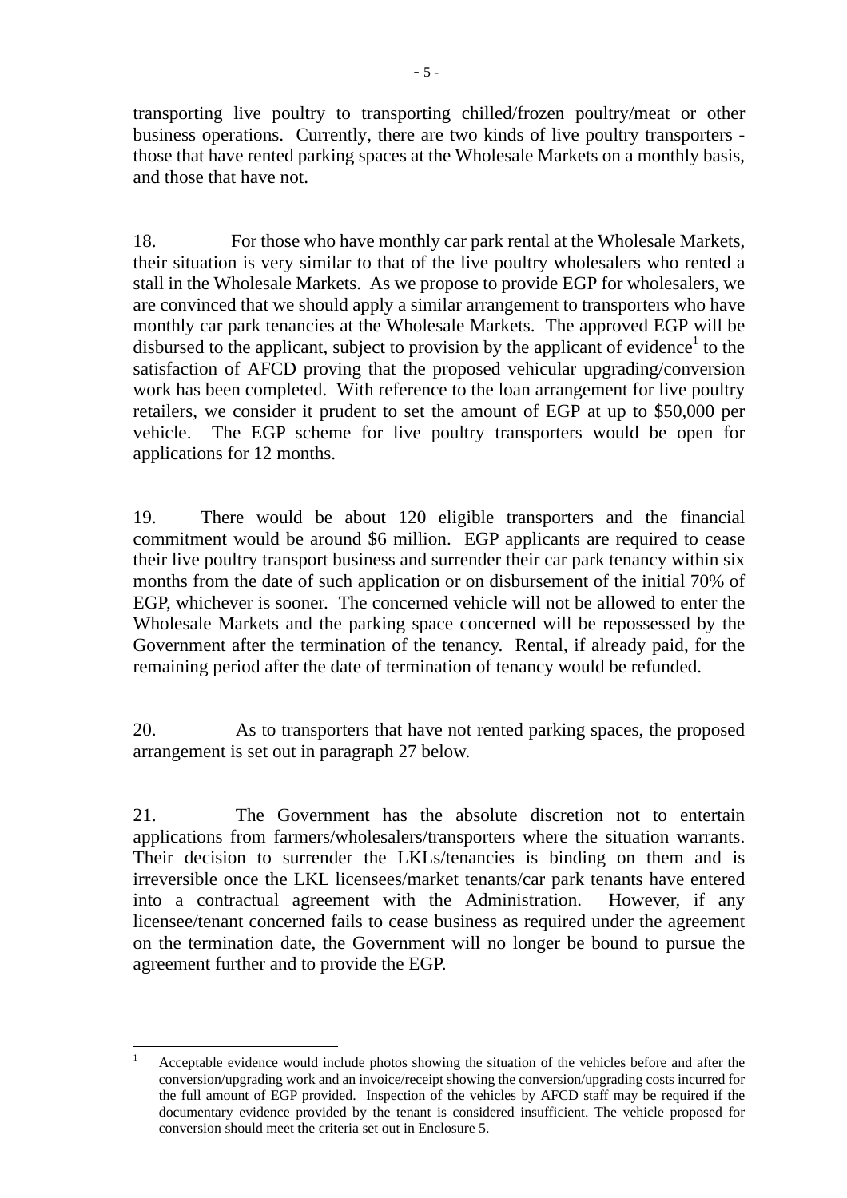transporting live poultry to transporting chilled/frozen poultry/meat or other business operations. Currently, there are two kinds of live poultry transporters - those that have rented parking spaces at the Wholesale Markets on a monthly basis, and those that have not.

18. For those who have monthly car park rental at the Wholesale Markets, their situation is very similar to that of the live poultry wholesalers who rented a stall in the Wholesale Markets. As we propose to provide EGP for wholesalers, we are convinced that we should apply a similar arrangement to transporters who have monthly car park tenancies at the Wholesale Markets. The approved EGP will be disbursed to the applicant, subject to provision by the applicant of evidence[1] to the satisfaction of AFCD proving that the proposed vehicular upgrading/conversion work has been completed. With reference to the loan arrangement for live poultry retailers, we consider it prudent to set the amount of EGP at up to $50,000 per vehicle. The EGP scheme for live poultry transporters would be open for applications for 12 months.

19. There would be about 120 eligible transporters and the financial commitment would be around $6 million. EGP applicants are required to cease their live poultry transport business and surrender their car park tenancy within six months from the date of such application or on disbursement of the initial 70% of EGP, whichever is sooner. The concerned vehicle will not be allowed to enter the Wholesale Markets and the parking space concerned will be repossessed by the Government after the termination of the tenancy. Rental, if already paid, for the remaining period after the date of termination of tenancy would be refunded.

20. As to transporters that have not rented parking spaces, the proposed arrangement is set out in paragraph 27 below.

21. The Government has the absolute discretion not to entertain applications from farmers/wholesalers/transporters where the situation warrants. Their decision to surrender the LKLs/tenancies is binding on them and is irreversible once the LKL licensees/market tenants/car park tenants have entered into a contractual agreement with the Administration. However, if any licensee/tenant concerned fails to cease business as required under the agreement on the termination date, the Government will no longer be bound to pursue the agreement further and to provide the EGP.

---

[1] Acceptable evidence would include photos showing the situation of the vehicles before and after the conversion/upgrading work and an invoice/receipt showing the conversion/upgrading costs incurred for the full amount of EGP provided. Inspection of the vehicles by AFCD staff may be required if the documentary evidence provided by the tenant is considered insufficient. The vehicle proposed for conversion should meet the criteria set out in Enclosure 5.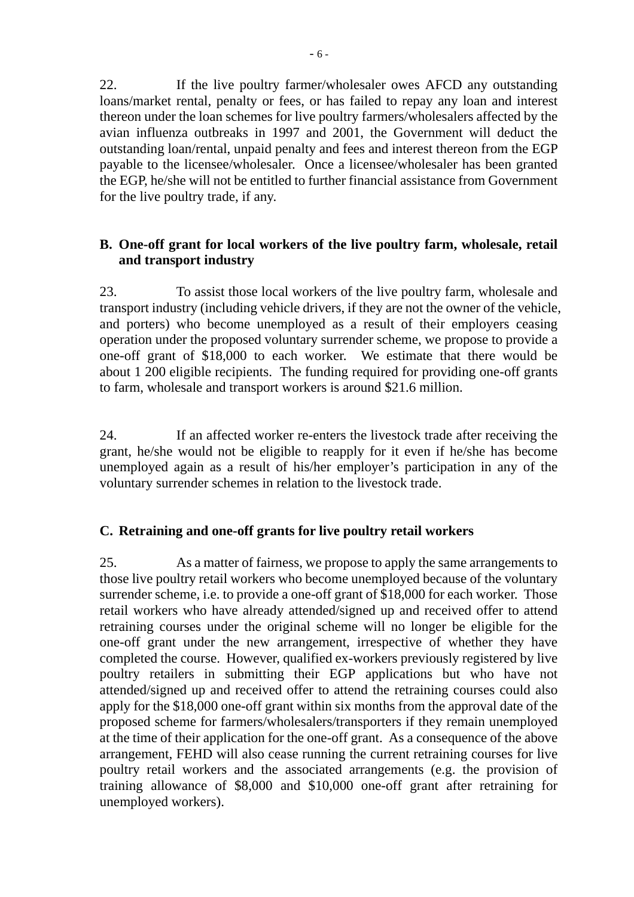22. If the live poultry farmer/wholesaler owes AFCD any outstanding loans/market rental, penalty or fees, or has failed to repay any loan and interest thereon under the loan schemes for live poultry farmers/wholesalers affected by the avian influenza outbreaks in 1997 and 2001, the Government will deduct the outstanding loan/rental, unpaid penalty and fees and interest thereon from the EGP payable to the licensee/wholesaler. Once a licensee/wholesaler has been granted the EGP, he/she will not be entitled to further financial assistance from Government for the live poultry trade, if any.

**B. One-off grant for local workers of the live poultry farm, wholesale, retail and transport industry**

23. To assist those local workers of the live poultry farm, wholesale and transport industry (including vehicle drivers, if they are not the owner of the vehicle, and porters) who become unemployed as a result of their employers ceasing operation under the proposed voluntary surrender scheme, we propose to provide a one-off grant of $18,000 to each worker. We estimate that there would be about 1 200 eligible recipients. The funding required for providing one-off grants to farm, wholesale and transport workers is around $21.6 million.

24. If an affected worker re-enters the livestock trade after receiving the grant, he/she would not be eligible to reapply for it even if he/she has become unemployed again as a result of his/her employer's participation in any of the voluntary surrender schemes in relation to the livestock trade.

**C. Retraining and one-off grants for live poultry retail workers**

25. As a matter of fairness, we propose to apply the same arrangements to those live poultry retail workers who become unemployed because of the voluntary surrender scheme, i.e. to provide a one-off grant of $18,000 for each worker. Those retail workers who have already attended/signed up and received offer to attend retraining courses under the original scheme will no longer be eligible for the one-off grant under the new arrangement, irrespective of whether they have completed the course. However, qualified ex-workers previously registered by live poultry retailers in submitting their EGP applications but who have not attended/signed up and received offer to attend the retraining courses could also apply for the $18,000 one-off grant within six months from the approval date of the proposed scheme for farmers/wholesalers/transporters if they remain unemployed at the time of their application for the one-off grant. As a consequence of the above arrangement, FEHD will also cease running the current retraining courses for live poultry retail workers and the associated arrangements (e.g. the provision of training allowance of $8,000 and $10,000 one-off grant after retraining for unemployed workers).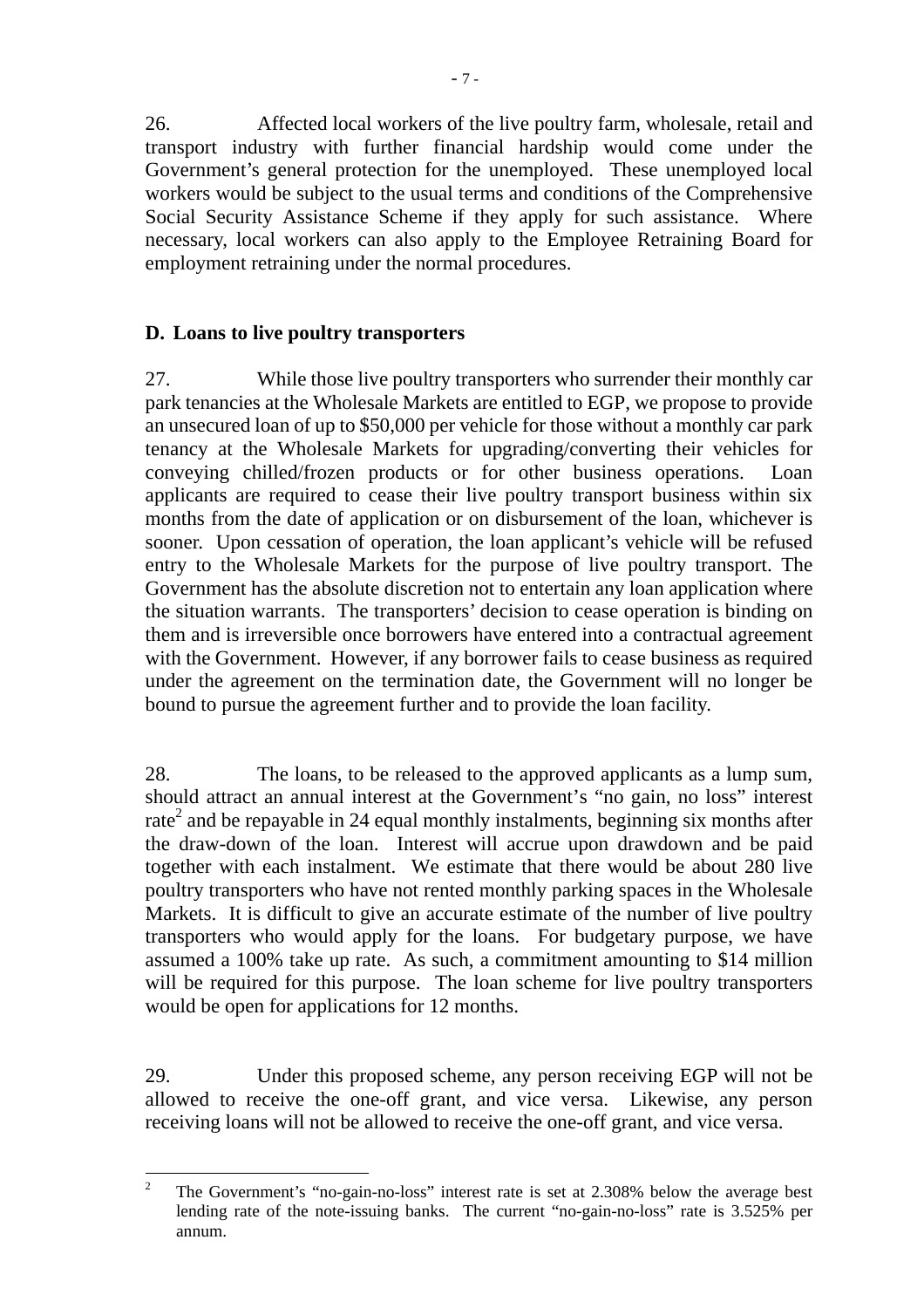26. Affected local workers of the live poultry farm, wholesale, retail and transport industry with further financial hardship would come under the Government's general protection for the unemployed. These unemployed local workers would be subject to the usual terms and conditions of the Comprehensive Social Security Assistance Scheme if they apply for such assistance. Where necessary, local workers can also apply to the Employee Retraining Board for employment retraining under the normal procedures.

**D. Loans to live poultry transporters**

27. While those live poultry transporters who surrender their monthly car park tenancies at the Wholesale Markets are entitled to EGP, we propose to provide an unsecured loan of up to $50,000 per vehicle for those without a monthly car park tenancy at the Wholesale Markets for upgrading/converting their vehicles for conveying chilled/frozen products or for other business operations. Loan applicants are required to cease their live poultry transport business within six months from the date of application or on disbursement of the loan, whichever is sooner. Upon cessation of operation, the loan applicant's vehicle will be refused entry to the Wholesale Markets for the purpose of live poultry transport. The Government has the absolute discretion not to entertain any loan application where the situation warrants. The transporters' decision to cease operation is binding on them and is irreversible once borrowers have entered into a contractual agreement with the Government. However, if any borrower fails to cease business as required under the agreement on the termination date, the Government will no longer be bound to pursue the agreement further and to provide the loan facility.

28. The loans, to be released to the approved applicants as a lump sum, should attract an annual interest at the Government's "no gain, no loss" interest rate[2] and be repayable in 24 equal monthly instalments, beginning six months after the draw-down of the loan. Interest will accrue upon drawdown and be paid together with each instalment. We estimate that there would be about 280 live poultry transporters who have not rented monthly parking spaces in the Wholesale Markets. It is difficult to give an accurate estimate of the number of live poultry transporters who would apply for the loans. For budgetary purpose, we have assumed a 100% take up rate. As such, a commitment amounting to $14 million will be required for this purpose. The loan scheme for live poultry transporters would be open for applications for 12 months.

29. Under this proposed scheme, any person receiving EGP will not be allowed to receive the one-off grant, and vice versa. Likewise, any person receiving loans will not be allowed to receive the one-off grant, and vice versa.

---

[2] The Government's "no-gain-no-loss" interest rate is set at 2.308% below the average best lending rate of the note-issuing banks. The current "no-gain-no-loss" rate is 3.525% per annum.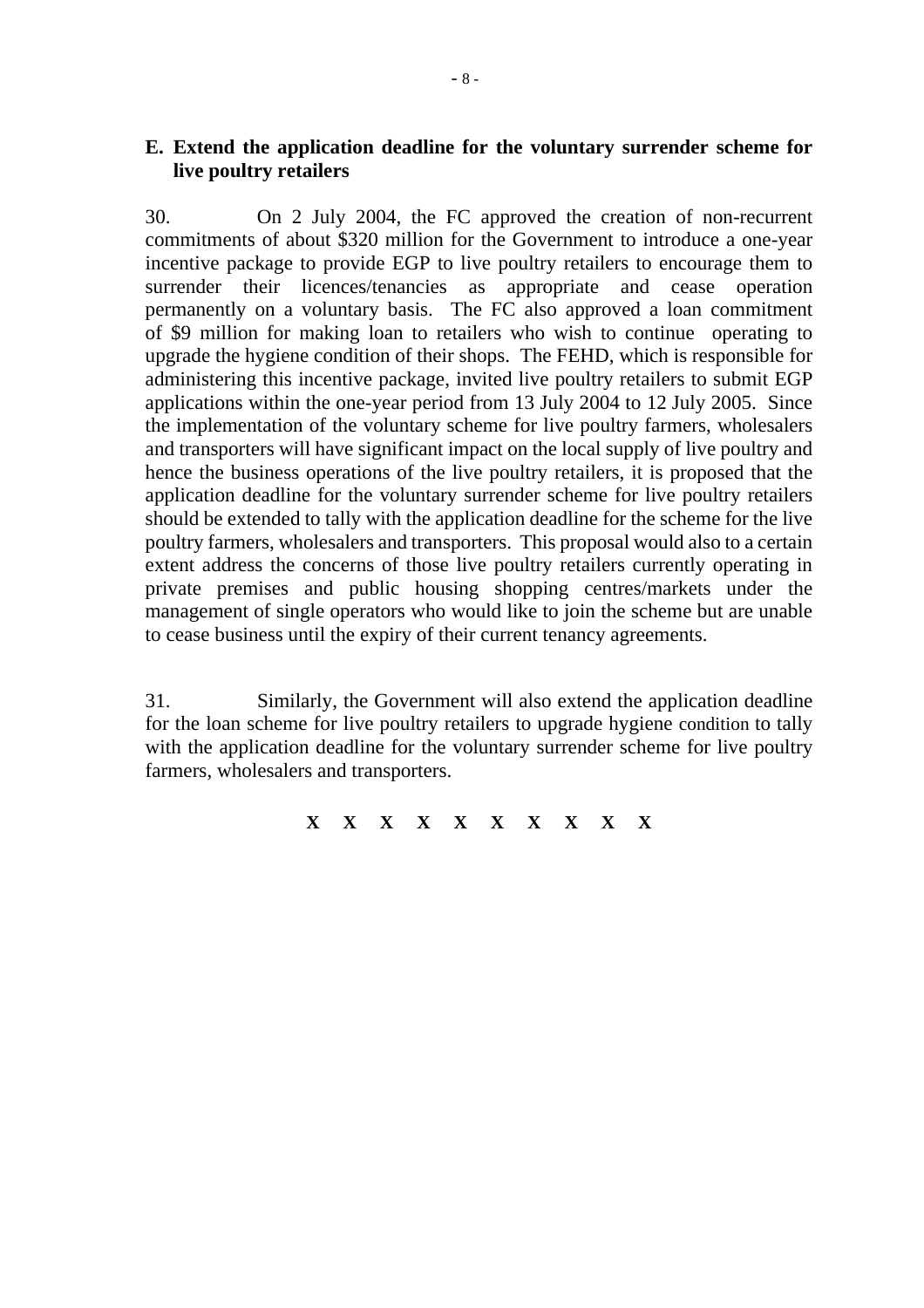## E. Extend the application deadline for the voluntary surrender scheme for live poultry retailers

30. On 2 July 2004, the FC approved the creation of non-recurrent commitments of about $320 million for the Government to introduce a one-year incentive package to provide EGP to live poultry retailers to encourage them to surrender their licences/tenancies as appropriate and cease operation permanently on a voluntary basis. The FC also approved a loan commitment of $9 million for making loan to retailers who wish to continue operating to upgrade the hygiene condition of their shops. The FEHD, which is responsible for administering this incentive package, invited live poultry retailers to submit EGP applications within the one-year period from 13 July 2004 to 12 July 2005. Since the implementation of the voluntary scheme for live poultry farmers, wholesalers and transporters will have significant impact on the local supply of live poultry and hence the business operations of the live poultry retailers, it is proposed that the application deadline for the voluntary surrender scheme for live poultry retailers should be extended to tally with the application deadline for the scheme for the live poultry farmers, wholesalers and transporters. This proposal would also to a certain extent address the concerns of those live poultry retailers currently operating in private premises and public housing shopping centres/markets under the management of single operators who would like to join the scheme but are unable to cease business until the expiry of their current tenancy agreements.

31. Similarly, the Government will also extend the application deadline for the loan scheme for live poultry retailers to upgrade hygiene condition to tally with the application deadline for the voluntary surrender scheme for live poultry farmers, wholesalers and transporters.

**X X X X X X X X X X**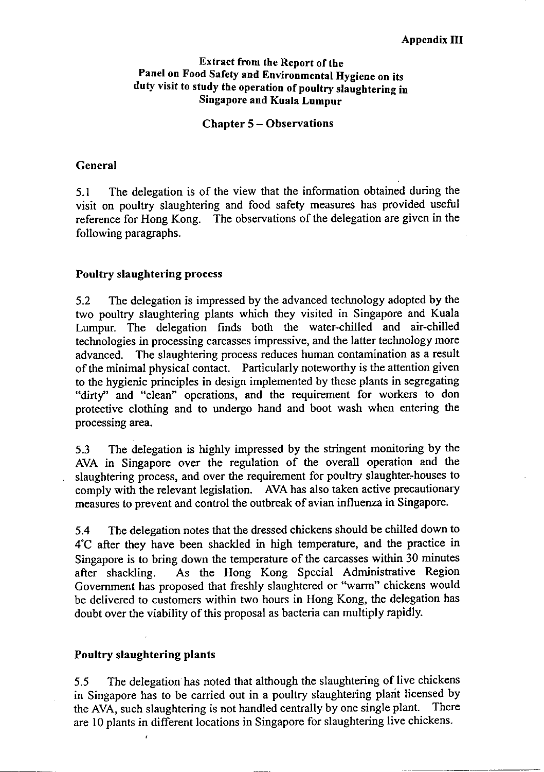**Appendix III**

**Extract from the Report of the Panel on Food Safety and Environmental Hygiene on its duty visit to study the operation of poultry slaughtering in Singapore and Kuala Lumpur**

**Chapter 5 – Observations**

**General**

5.1 The delegation is of the view that the information obtained during the visit on poultry slaughtering and food safety measures has provided useful reference for Hong Kong. The observations of the delegation are given in the following paragraphs.

**Poultry slaughtering process**

5.2 The delegation is impressed by the advanced technology adopted by the two poultry slaughtering plants which they visited in Singapore and Kuala Lumpur. The delegation finds both the water-chilled and air-chilled technologies in processing carcasses impressive, and the latter technology more advanced. The slaughtering process reduces human contamination as a result of the minimal physical contact. Particularly noteworthy is the attention given to the hygienic principles in design implemented by these plants in segregating "dirty" and "clean" operations, and the requirement for workers to don protective clothing and to undergo hand and boot wash when entering the processing area.

5.3 The delegation is highly impressed by the stringent monitoring by the AVA in Singapore over the regulation of the overall operation and the slaughtering process, and over the requirement for poultry slaughter-houses to comply with the relevant legislation. AVA has also taken active precautionary measures to prevent and control the outbreak of avian influenza in Singapore.

5.4 The delegation notes that the dressed chickens should be chilled down to 4°C after they have been shackled in high temperature, and the practice in Singapore is to bring down the temperature of the carcasses within 30 minutes after shackling. As the Hong Kong Special Administrative Region Government has proposed that freshly slaughtered or "warm" chickens would be delivered to customers within two hours in Hong Kong, the delegation has doubt over the viability of this proposal as bacteria can multiply rapidly.

**Poultry slaughtering plants**

5.5 The delegation has noted that although the slaughtering of live chickens in Singapore has to be carried out in a poultry slaughtering plant licensed by the AVA, such slaughtering is not handled centrally by one single plant. There are 10 plants in different locations in Singapore for slaughtering live chickens.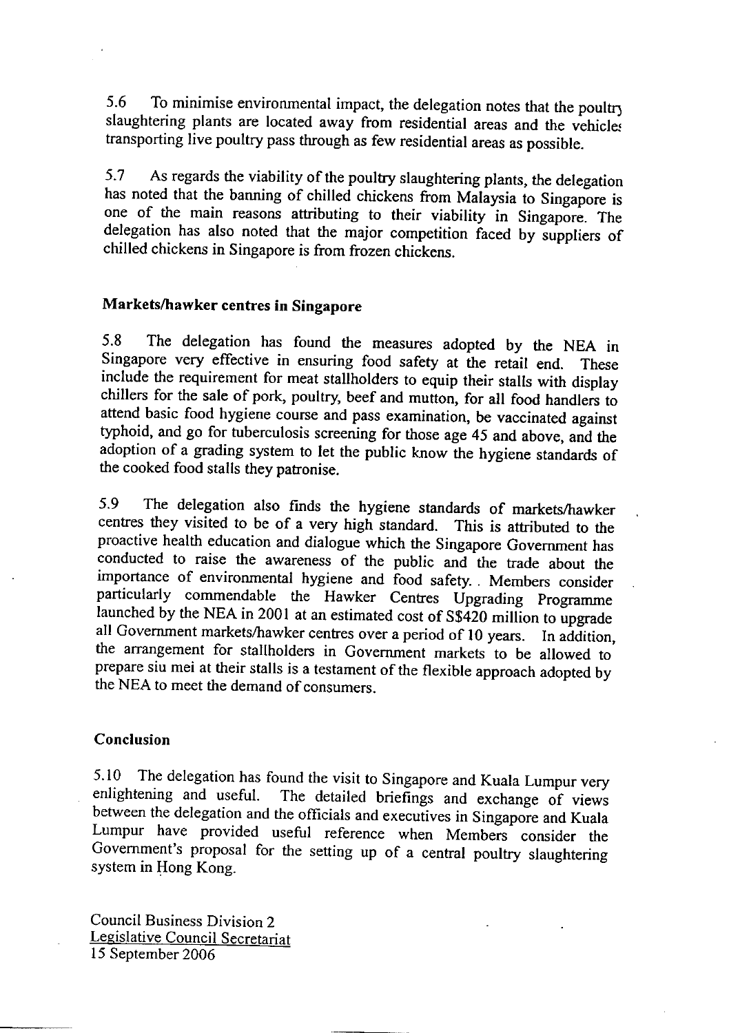5.6 To minimise environmental impact, the delegation notes that the poultry slaughtering plants are located away from residential areas and the vehicles transporting live poultry pass through as few residential areas as possible.

5.7 As regards the viability of the poultry slaughtering plants, the delegation has noted that the banning of chilled chickens from Malaysia to Singapore is one of the main reasons attributing to their viability in Singapore. The delegation has also noted that the major competition faced by suppliers of chilled chickens in Singapore is from frozen chickens.

**Markets/hawker centres in Singapore**

5.8 The delegation has found the measures adopted by the NEA in Singapore very effective in ensuring food safety at the retail end. These include the requirement for meat stallholders to equip their stalls with display chillers for the sale of pork, poultry, beef and mutton, for all food handlers to attend basic food hygiene course and pass examination, be vaccinated against typhoid, and go for tuberculosis screening for those age 45 and above, and the adoption of a grading system to let the public know the hygiene standards of the cooked food stalls they patronise.

5.9 The delegation also finds the hygiene standards of markets/hawker centres they visited to be of a very high standard. This is attributed to the proactive health education and dialogue which the Singapore Government has conducted to raise the awareness of the public and the trade about the importance of environmental hygiene and food safety. . Members consider particularly commendable the Hawker Centres Upgrading Programme launched by the NEA in 2001 at an estimated cost of S$420 million to upgrade all Government markets/hawker centres over a period of 10 years. In addition, the arrangement for stallholders in Government markets to be allowed to prepare siu mei at their stalls is a testament of the flexible approach adopted by the NEA to meet the demand of consumers.

**Conclusion**

5.10 The delegation has found the visit to Singapore and Kuala Lumpur very enlightening and useful. The detailed briefings and exchange of views between the delegation and the officials and executives in Singapore and Kuala Lumpur have provided useful reference when Members consider the Government's proposal for the setting up of a central poultry slaughtering system in Hong Kong.

Council Business Division 2
Legislative Council Secretariat
15 September 2006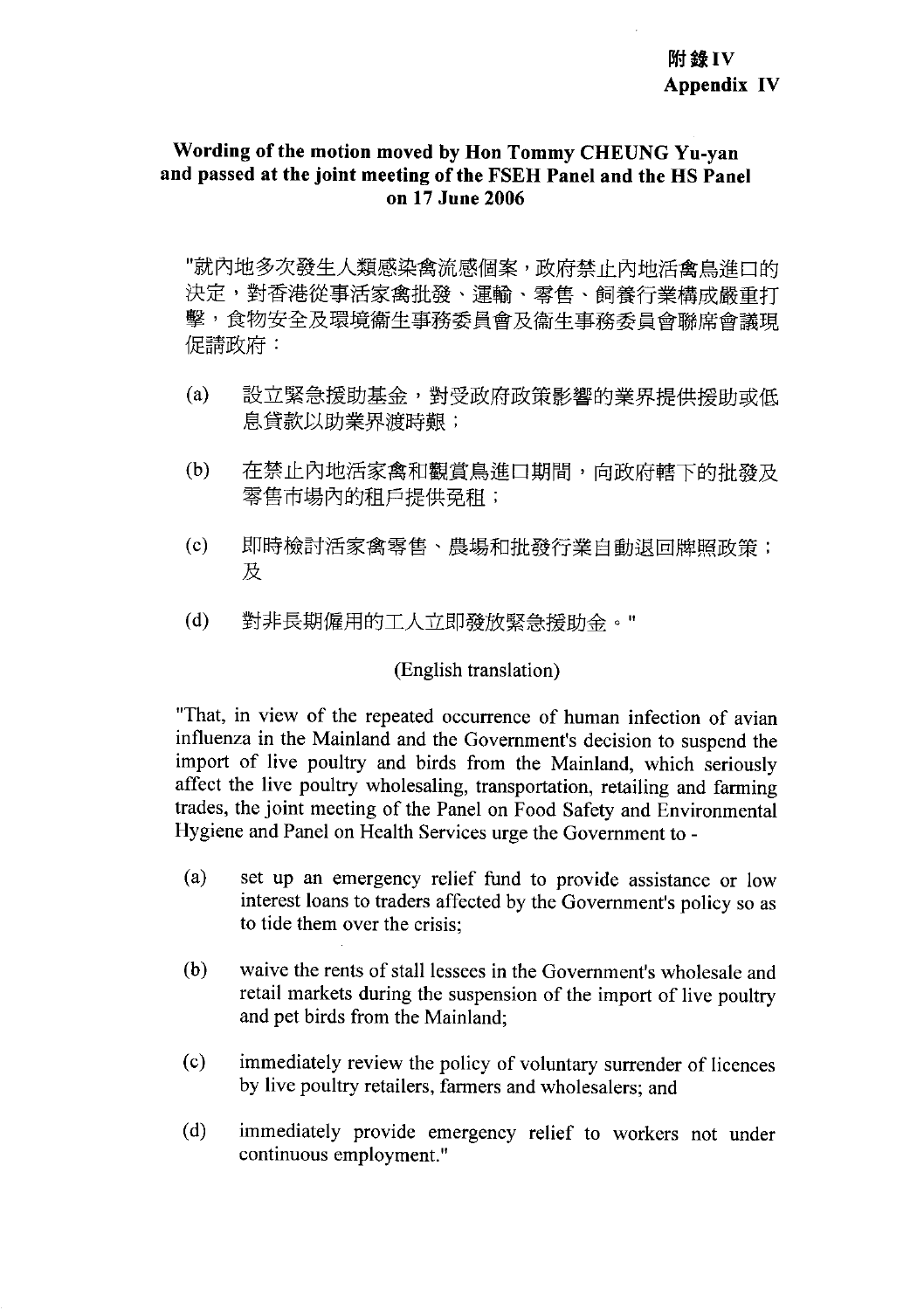**附錄IV**
**Appendix IV**

**Wording of the motion moved by Hon Tommy CHEUNG Yu-yan and passed at the joint meeting of the FSEH Panel and the HS Panel on 17 June 2006**

"就內地多次發生人類感染禽流感個案，政府禁止內地活禽鳥進口的決定，對香港從事活家禽批發、運輸、零售、飼養行業構成嚴重打擊，食物安全及環境衞生事務委員會及衞生事務委員會聯席會議現促請政府：

(a) 設立緊急援助基金，對受政府政策影響的業界提供援助或低息貸款以助業界渡時艱；

(b) 在禁止內地活家禽和觀賞鳥進口期間，向政府轄下的批發及零售市場內的租戶提供免租；

(c) 即時檢討活家禽零售、農場和批發行業自動退回牌照政策；及

(d) 對非長期僱用的工人立即發放緊急援助金。"

(English translation)

"That, in view of the repeated occurrence of human infection of avian influenza in the Mainland and the Government's decision to suspend the import of live poultry and birds from the Mainland, which seriously affect the live poultry wholesaling, transportation, retailing and farming trades, the joint meeting of the Panel on Food Safety and Environmental Hygiene and Panel on Health Services urge the Government to -

(a) set up an emergency relief fund to provide assistance or low interest loans to traders affected by the Government's policy so as to tide them over the crisis;

(b) waive the rents of stall lessees in the Government's wholesale and retail markets during the suspension of the import of live poultry and pet birds from the Mainland;

(c) immediately review the policy of voluntary surrender of licences by live poultry retailers, farmers and wholesalers; and

(d) immediately provide emergency relief to workers not under continuous employment."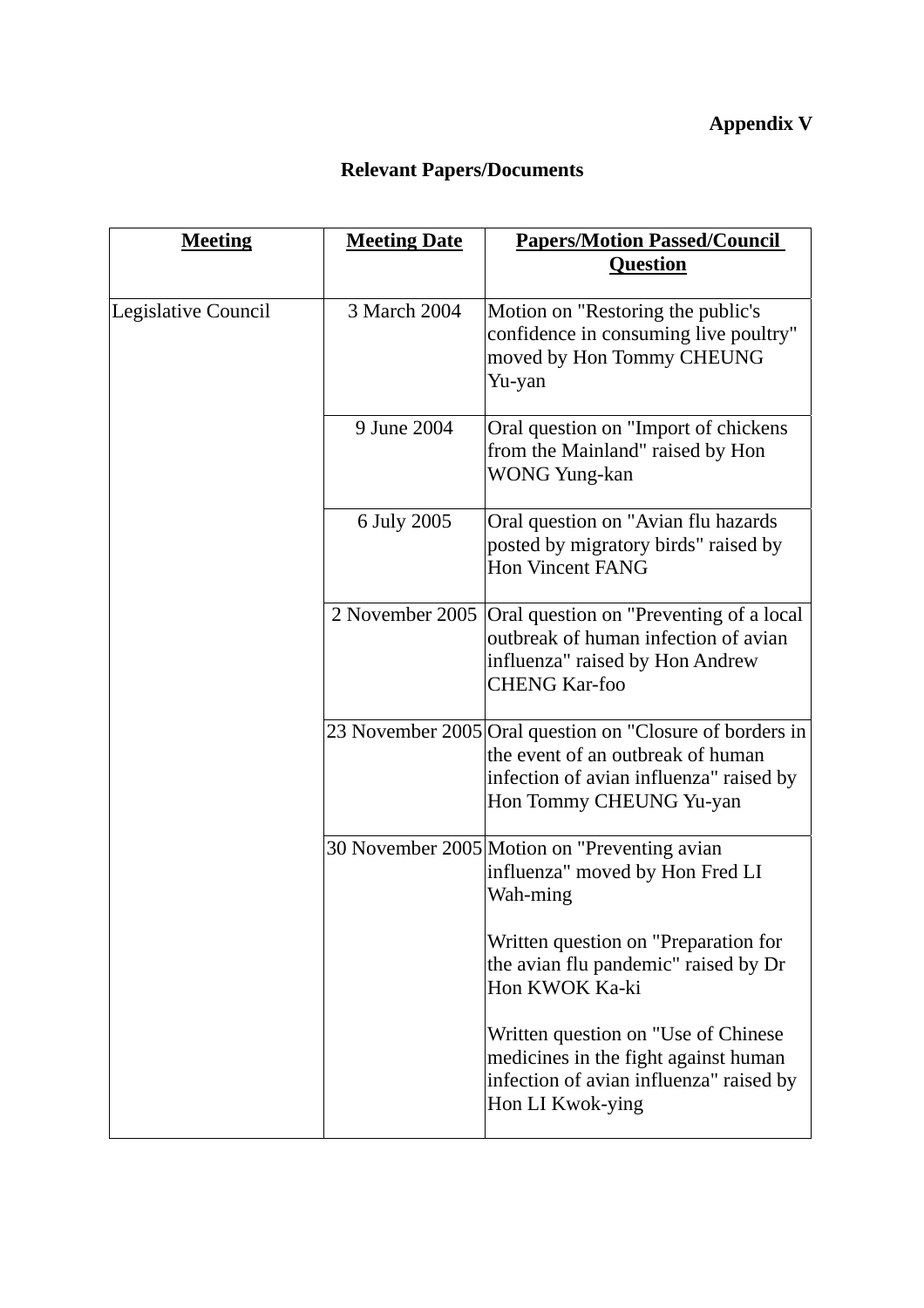**Appendix V**

## Relevant Papers/Documents

| Meeting | Meeting Date | Papers/Motion Passed/Council Question |
|---|---|---|
| Legislative Council | 3 March 2004 | Motion on "Restoring the public's confidence in consuming live poultry" moved by Hon Tommy CHEUNG Yu-yan |
| | 9 June 2004 | Oral question on "Import of chickens from the Mainland" raised by Hon WONG Yung-kan |
| | 6 July 2005 | Oral question on "Avian flu hazards posted by migratory birds" raised by Hon Vincent FANG |
| | 2 November 2005 | Oral question on "Preventing of a local outbreak of human infection of avian influenza" raised by Hon Andrew CHENG Kar-foo |
| | 23 November 2005 | Oral question on "Closure of borders in the event of an outbreak of human infection of avian influenza" raised by Hon Tommy CHEUNG Yu-yan |
| | 30 November 2005 | Motion on "Preventing avian influenza" moved by Hon Fred LI Wah-ming<br><br>Written question on "Preparation for the avian flu pandemic" raised by Dr Hon KWOK Ka-ki<br><br>Written question on "Use of Chinese medicines in the fight against human infection of avian influenza" raised by Hon LI Kwok-ying |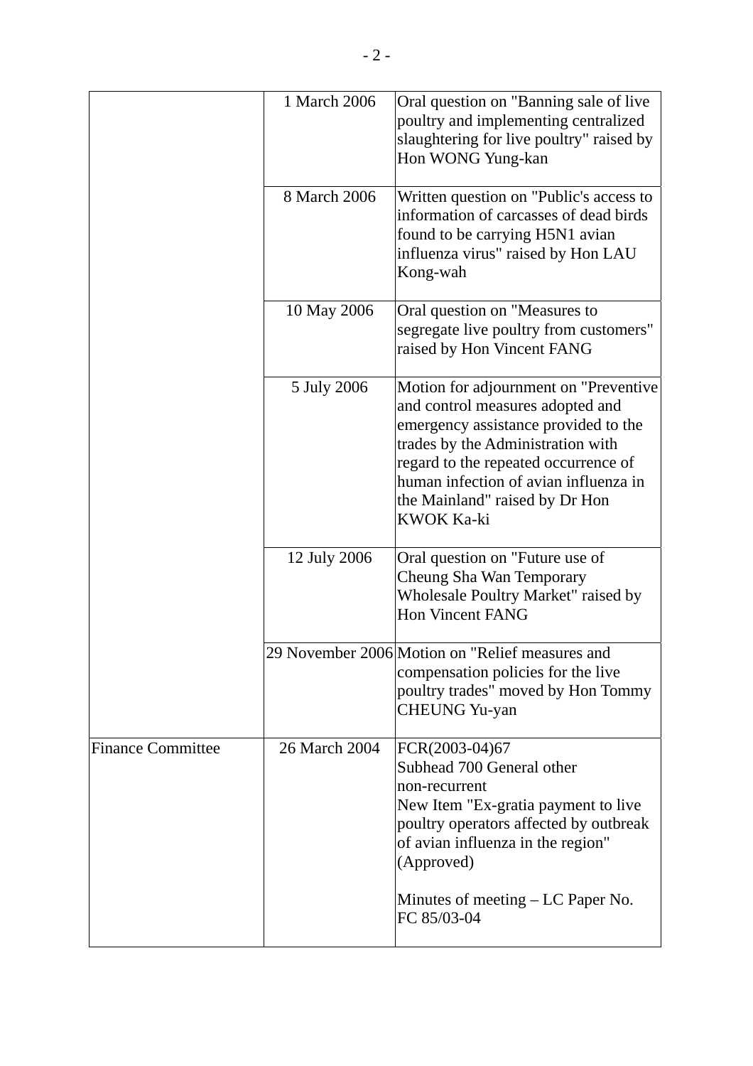| | | |
|---|---|---|
| | 1 March 2006 | Oral question on "Banning sale of live poultry and implementing centralized slaughtering for live poultry" raised by Hon WONG Yung-kan |
| | 8 March 2006 | Written question on "Public's access to information of carcasses of dead birds found to be carrying H5N1 avian influenza virus" raised by Hon LAU Kong-wah |
| | 10 May 2006 | Oral question on "Measures to segregate live poultry from customers" raised by Hon Vincent FANG |
| | 5 July 2006 | Motion for adjournment on "Preventive and control measures adopted and emergency assistance provided to the trades by the Administration with regard to the repeated occurrence of human infection of avian influenza in the Mainland" raised by Dr Hon KWOK Ka-ki |
| | 12 July 2006 | Oral question on "Future use of Cheung Sha Wan Temporary Wholesale Poultry Market" raised by Hon Vincent FANG |
| | 29 November 2006 | Motion on "Relief measures and compensation policies for the live poultry trades" moved by Hon Tommy CHEUNG Yu-yan |
| Finance Committee | 26 March 2004 | FCR(2003-04)67<br>Subhead 700 General other non-recurrent<br>New Item "Ex-gratia payment to live poultry operators affected by outbreak of avian influenza in the region"<br>(Approved)<br><br>Minutes of meeting – LC Paper No. FC 85/03-04 |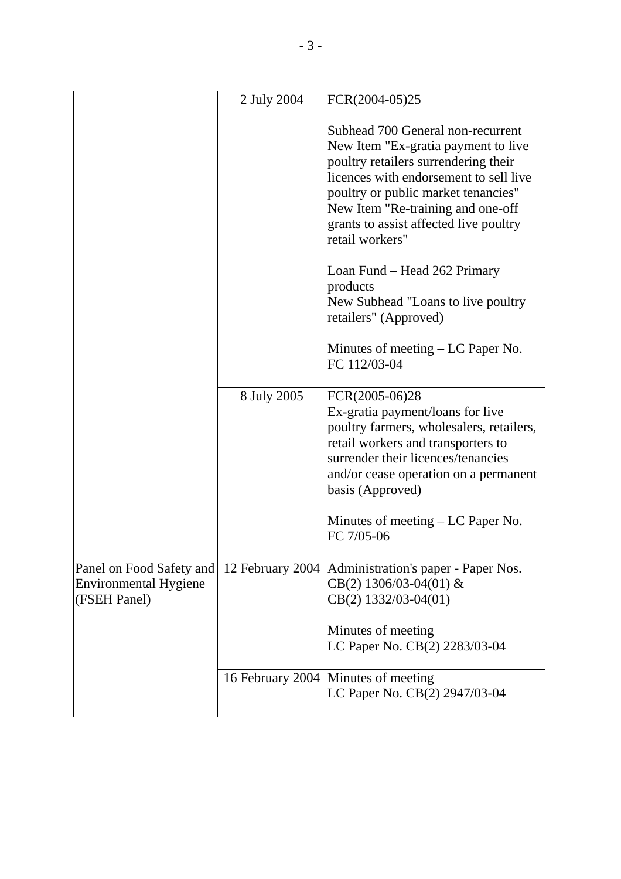| | | |
|---|---|---|
| | 2 July 2004 | FCR(2004-05)25<br><br>Subhead 700 General non-recurrent New Item "Ex-gratia payment to live poultry retailers surrendering their licences with endorsement to sell live poultry or public market tenancies" New Item "Re-training and one-off grants to assist affected live poultry retail workers"<br><br>Loan Fund – Head 262 Primary products<br>New Subhead "Loans to live poultry retailers" (Approved)<br><br>Minutes of meeting – LC Paper No. FC 112/03-04 |
| | 8 July 2005 | FCR(2005-06)28<br>Ex-gratia payment/loans for live poultry farmers, wholesalers, retailers, retail workers and transporters to surrender their licences/tenancies and/or cease operation on a permanent basis (Approved)<br><br>Minutes of meeting – LC Paper No. FC 7/05-06 |
| Panel on Food Safety and Environmental Hygiene (FSEH Panel) | 12 February 2004 | Administration's paper - Paper Nos. CB(2) 1306/03-04(01) & CB(2) 1332/03-04(01)<br><br>Minutes of meeting<br>LC Paper No. CB(2) 2283/03-04 |
| | 16 February 2004 | Minutes of meeting<br>LC Paper No. CB(2) 2947/03-04 |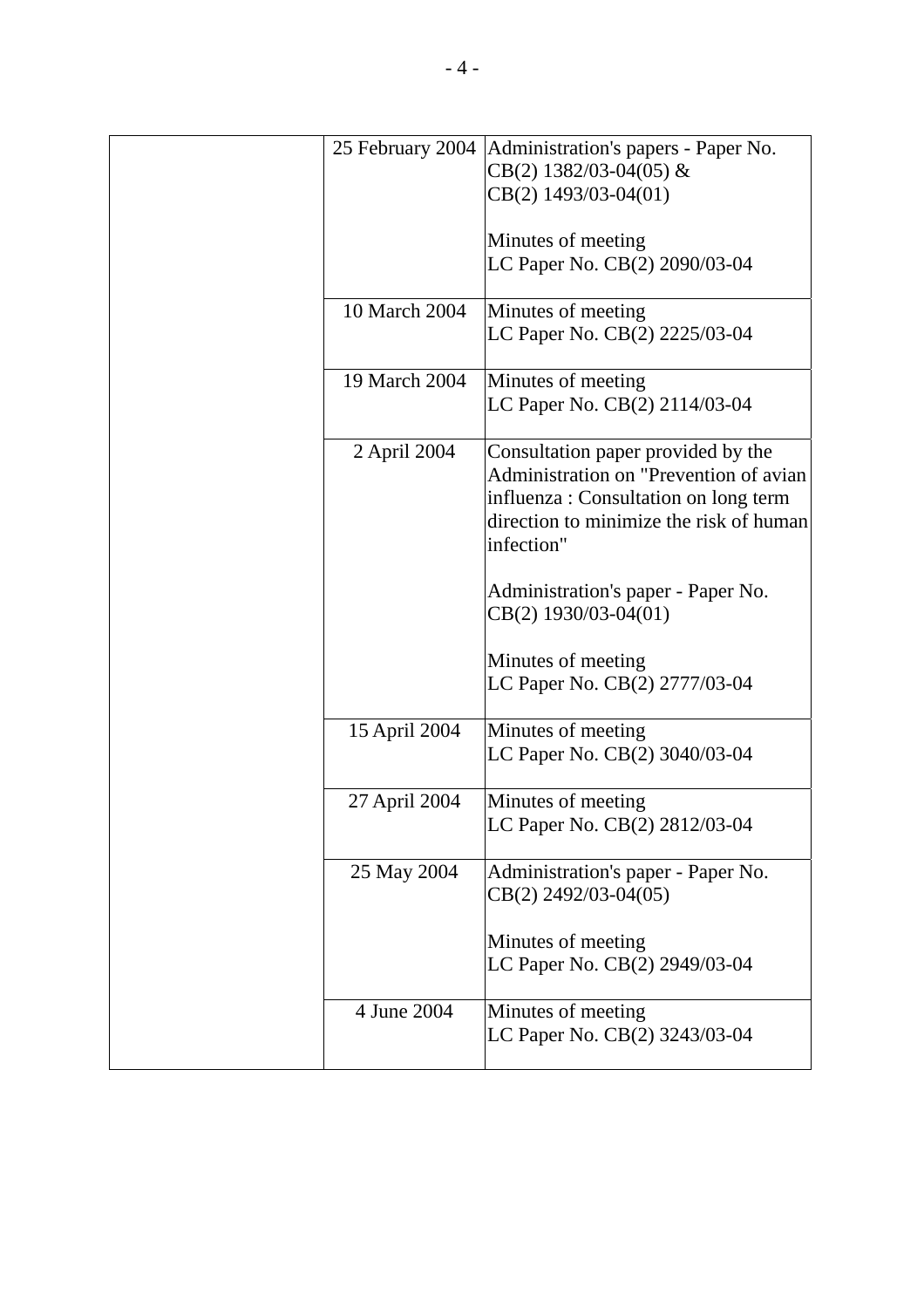| | | |
|---|---|---|
| | 25 February 2004 | Administration's papers - Paper No. CB(2) 1382/03-04(05) & CB(2) 1493/03-04(01)<br><br>Minutes of meeting<br>LC Paper No. CB(2) 2090/03-04 |
| | 10 March 2004 | Minutes of meeting<br>LC Paper No. CB(2) 2225/03-04 |
| | 19 March 2004 | Minutes of meeting<br>LC Paper No. CB(2) 2114/03-04 |
| | 2 April 2004 | Consultation paper provided by the Administration on "Prevention of avian influenza : Consultation on long term direction to minimize the risk of human infection"<br><br>Administration's paper - Paper No. CB(2) 1930/03-04(01)<br><br>Minutes of meeting<br>LC Paper No. CB(2) 2777/03-04 |
| | 15 April 2004 | Minutes of meeting<br>LC Paper No. CB(2) 3040/03-04 |
| | 27 April 2004 | Minutes of meeting<br>LC Paper No. CB(2) 2812/03-04 |
| | 25 May 2004 | Administration's paper - Paper No. CB(2) 2492/03-04(05)<br><br>Minutes of meeting<br>LC Paper No. CB(2) 2949/03-04 |
| | 4 June 2004 | Minutes of meeting<br>LC Paper No. CB(2) 3243/03-04 |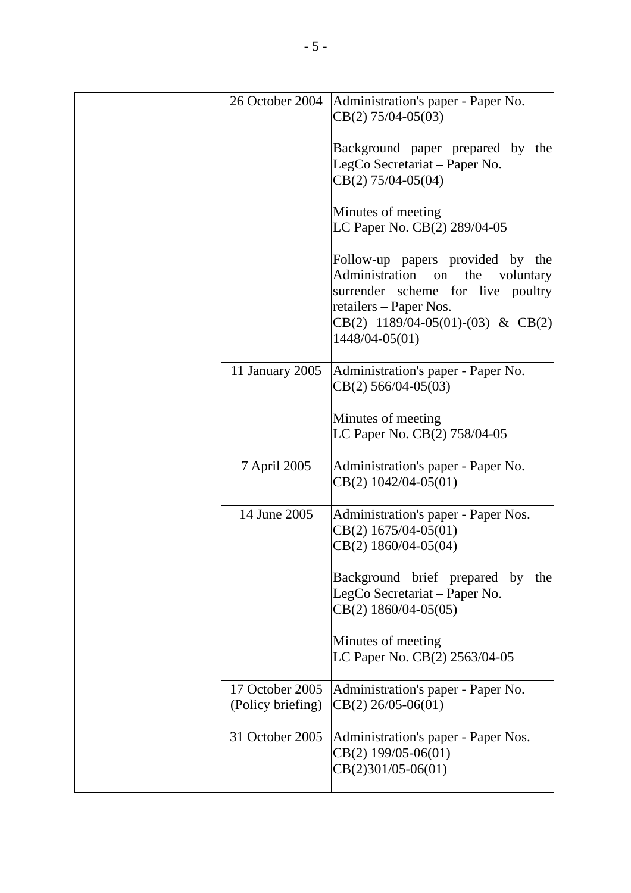| | | |
|---|---|---|
| | 26 October 2004 | Administration's paper - Paper No. CB(2) 75/04-05(03)<br><br>Background paper prepared by the LegCo Secretariat – Paper No. CB(2) 75/04-05(04)<br><br>Minutes of meeting LC Paper No. CB(2) 289/04-05<br><br>Follow-up papers provided by the Administration on the voluntary surrender scheme for live poultry retailers – Paper Nos. CB(2) 1189/04-05(01)-(03) & CB(2) 1448/04-05(01) |
| | 11 January 2005 | Administration's paper - Paper No. CB(2) 566/04-05(03)<br><br>Minutes of meeting LC Paper No. CB(2) 758/04-05 |
| | 7 April 2005 | Administration's paper - Paper No. CB(2) 1042/04-05(01) |
| | 14 June 2005 | Administration's paper - Paper Nos. CB(2) 1675/04-05(01) CB(2) 1860/04-05(04)<br><br>Background brief prepared by the LegCo Secretariat – Paper No. CB(2) 1860/04-05(05)<br><br>Minutes of meeting LC Paper No. CB(2) 2563/04-05 |
| | 17 October 2005 (Policy briefing) | Administration's paper - Paper No. CB(2) 26/05-06(01) |
| | 31 October 2005 | Administration's paper - Paper Nos. CB(2) 199/05-06(01) CB(2)301/05-06(01) |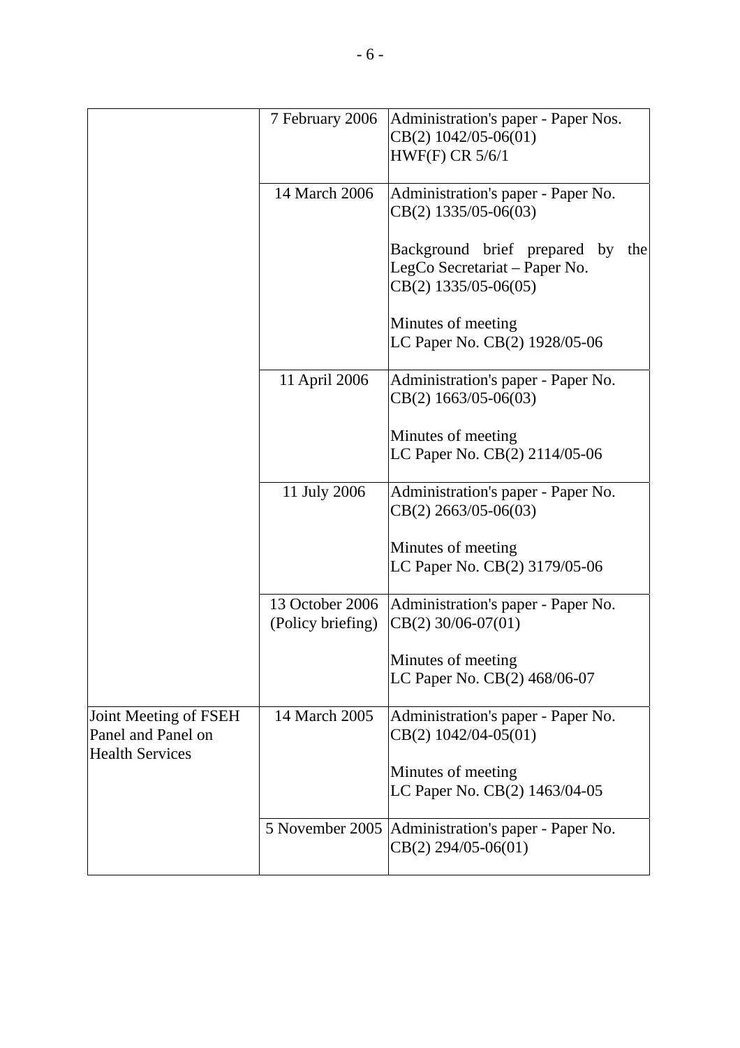| | | |
|---|---|---|
| | 7 February 2006 | Administration's paper - Paper Nos. CB(2) 1042/05-06(01) HWF(F) CR 5/6/1 |
| | 14 March 2006 | Administration's paper - Paper No. CB(2) 1335/05-06(03)<br><br>Background brief prepared by the LegCo Secretariat – Paper No. CB(2) 1335/05-06(05)<br><br>Minutes of meeting LC Paper No. CB(2) 1928/05-06 |
| | 11 April 2006 | Administration's paper - Paper No. CB(2) 1663/05-06(03)<br><br>Minutes of meeting LC Paper No. CB(2) 2114/05-06 |
| | 11 July 2006 | Administration's paper - Paper No. CB(2) 2663/05-06(03)<br><br>Minutes of meeting LC Paper No. CB(2) 3179/05-06 |
| | 13 October 2006 (Policy briefing) | Administration's paper - Paper No. CB(2) 30/06-07(01)<br><br>Minutes of meeting LC Paper No. CB(2) 468/06-07 |
| Joint Meeting of FSEH Panel and Panel on Health Services | 14 March 2005 | Administration's paper - Paper No. CB(2) 1042/04-05(01)<br><br>Minutes of meeting LC Paper No. CB(2) 1463/04-05 |
| | 5 November 2005 | Administration's paper - Paper No. CB(2) 294/05-06(01) |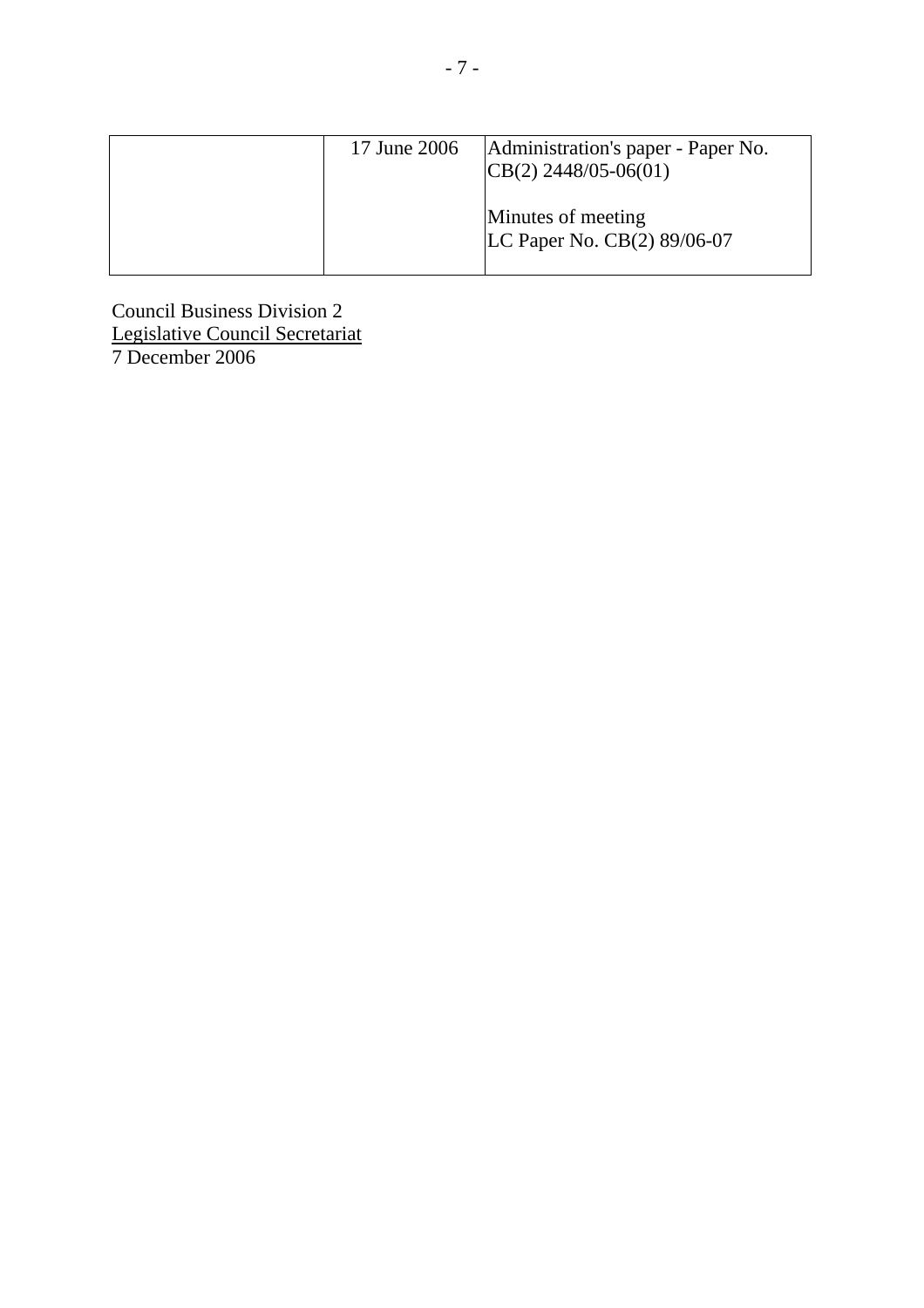| | | |
|---|---|---|
| | 17 June 2006 | Administration's paper - Paper No. CB(2) 2448/05-06(01)<br><br>Minutes of meeting<br>LC Paper No. CB(2) 89/06-07 |

Council Business Division 2
Legislative Council Secretariat
7 December 2006